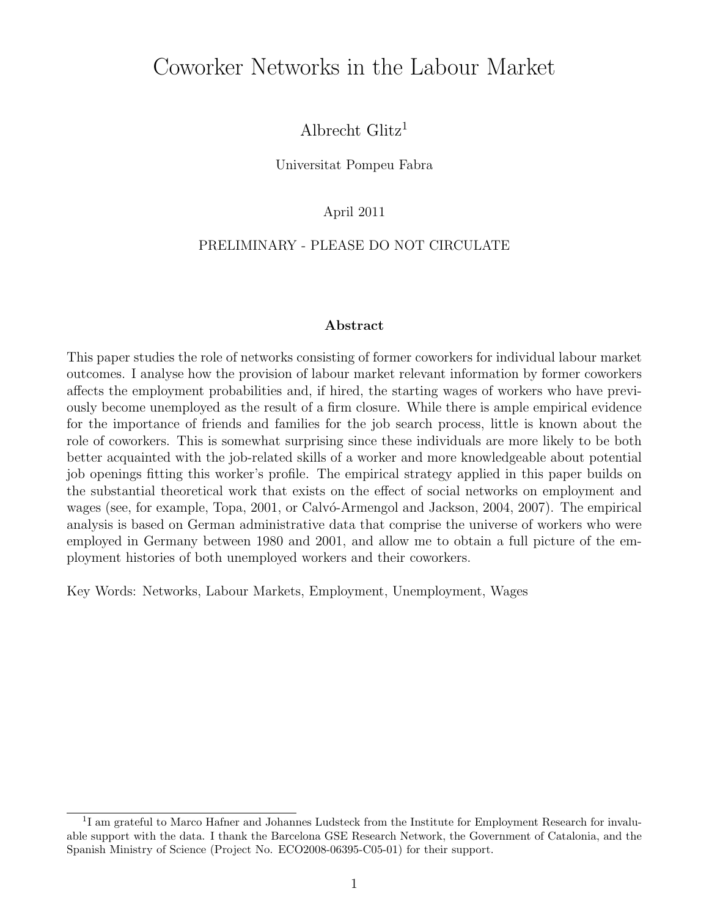# Coworker Networks in the Labour Market

Albrecht Glitz[1]

Universitat Pompeu Fabra

April 2011

PRELIMINARY - PLEASE DO NOT CIRCULATE

### Abstract

This paper studies the role of networks consisting of former coworkers for individual labour market outcomes. I analyse how the provision of labour market relevant information by former coworkers affects the employment probabilities and, if hired, the starting wages of workers who have previously become unemployed as the result of a firm closure. While there is ample empirical evidence for the importance of friends and families for the job search process, little is known about the role of coworkers. This is somewhat surprising since these individuals are more likely to be both better acquainted with the job-related skills of a worker and more knowledgeable about potential job openings fitting this worker's profile. The empirical strategy applied in this paper builds on the substantial theoretical work that exists on the effect of social networks on employment and wages (see, for example, Topa, 2001, or Calvó-Armengol and Jackson, 2004, 2007). The empirical analysis is based on German administrative data that comprise the universe of workers who were employed in Germany between 1980 and 2001, and allow me to obtain a full picture of the employment histories of both unemployed workers and their coworkers.

Key Words: Networks, Labour Markets, Employment, Unemployment, Wages

[1] I am grateful to Marco Hafner and Johannes Ludsteck from the Institute for Employment Research for invaluable support with the data. I thank the Barcelona GSE Research Network, the Government of Catalonia, and the Spanish Ministry of Science (Project No. ECO2008-06395-C05-01) for their support.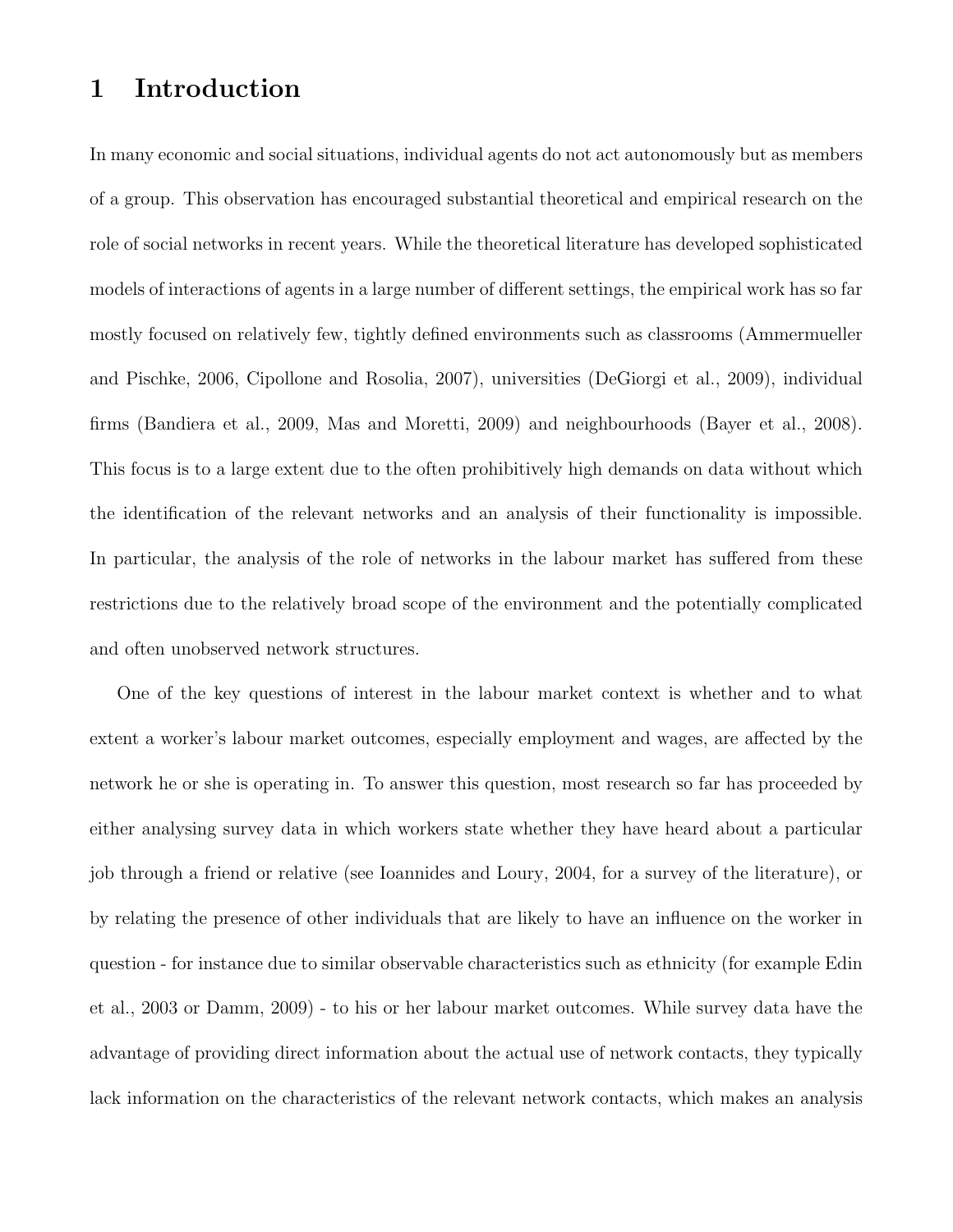# 1 Introduction

In many economic and social situations, individual agents do not act autonomously but as members of a group. This observation has encouraged substantial theoretical and empirical research on the role of social networks in recent years. While the theoretical literature has developed sophisticated models of interactions of agents in a large number of different settings, the empirical work has so far mostly focused on relatively few, tightly defined environments such as classrooms (Ammermueller and Pischke, 2006, Cipollone and Rosolia, 2007), universities (DeGiorgi et al., 2009), individual firms (Bandiera et al., 2009, Mas and Moretti, 2009) and neighbourhoods (Bayer et al., 2008). This focus is to a large extent due to the often prohibitively high demands on data without which the identification of the relevant networks and an analysis of their functionality is impossible. In particular, the analysis of the role of networks in the labour market has suffered from these restrictions due to the relatively broad scope of the environment and the potentially complicated and often unobserved network structures.

One of the key questions of interest in the labour market context is whether and to what extent a worker's labour market outcomes, especially employment and wages, are affected by the network he or she is operating in. To answer this question, most research so far has proceeded by either analysing survey data in which workers state whether they have heard about a particular job through a friend or relative (see Ioannides and Loury, 2004, for a survey of the literature), or by relating the presence of other individuals that are likely to have an influence on the worker in question - for instance due to similar observable characteristics such as ethnicity (for example Edin et al., 2003 or Damm, 2009) - to his or her labour market outcomes. While survey data have the advantage of providing direct information about the actual use of network contacts, they typically lack information on the characteristics of the relevant network contacts, which makes an analysis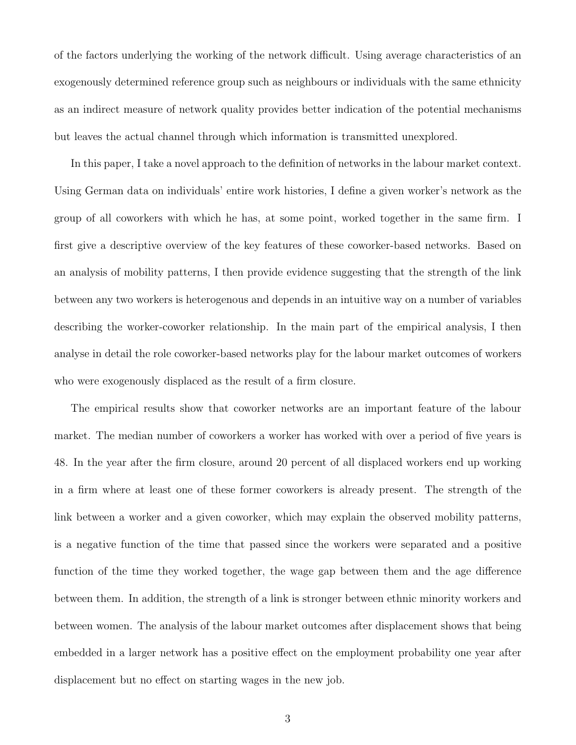of the factors underlying the working of the network difficult. Using average characteristics of an exogenously determined reference group such as neighbours or individuals with the same ethnicity as an indirect measure of network quality provides better indication of the potential mechanisms but leaves the actual channel through which information is transmitted unexplored.

In this paper, I take a novel approach to the definition of networks in the labour market context. Using German data on individuals' entire work histories, I define a given worker's network as the group of all coworkers with which he has, at some point, worked together in the same firm. I first give a descriptive overview of the key features of these coworker-based networks. Based on an analysis of mobility patterns, I then provide evidence suggesting that the strength of the link between any two workers is heterogenous and depends in an intuitive way on a number of variables describing the worker-coworker relationship. In the main part of the empirical analysis, I then analyse in detail the role coworker-based networks play for the labour market outcomes of workers who were exogenously displaced as the result of a firm closure.

The empirical results show that coworker networks are an important feature of the labour market. The median number of coworkers a worker has worked with over a period of five years is 48. In the year after the firm closure, around 20 percent of all displaced workers end up working in a firm where at least one of these former coworkers is already present. The strength of the link between a worker and a given coworker, which may explain the observed mobility patterns, is a negative function of the time that passed since the workers were separated and a positive function of the time they worked together, the wage gap between them and the age difference between them. In addition, the strength of a link is stronger between ethnic minority workers and between women. The analysis of the labour market outcomes after displacement shows that being embedded in a larger network has a positive effect on the employment probability one year after displacement but no effect on starting wages in the new job.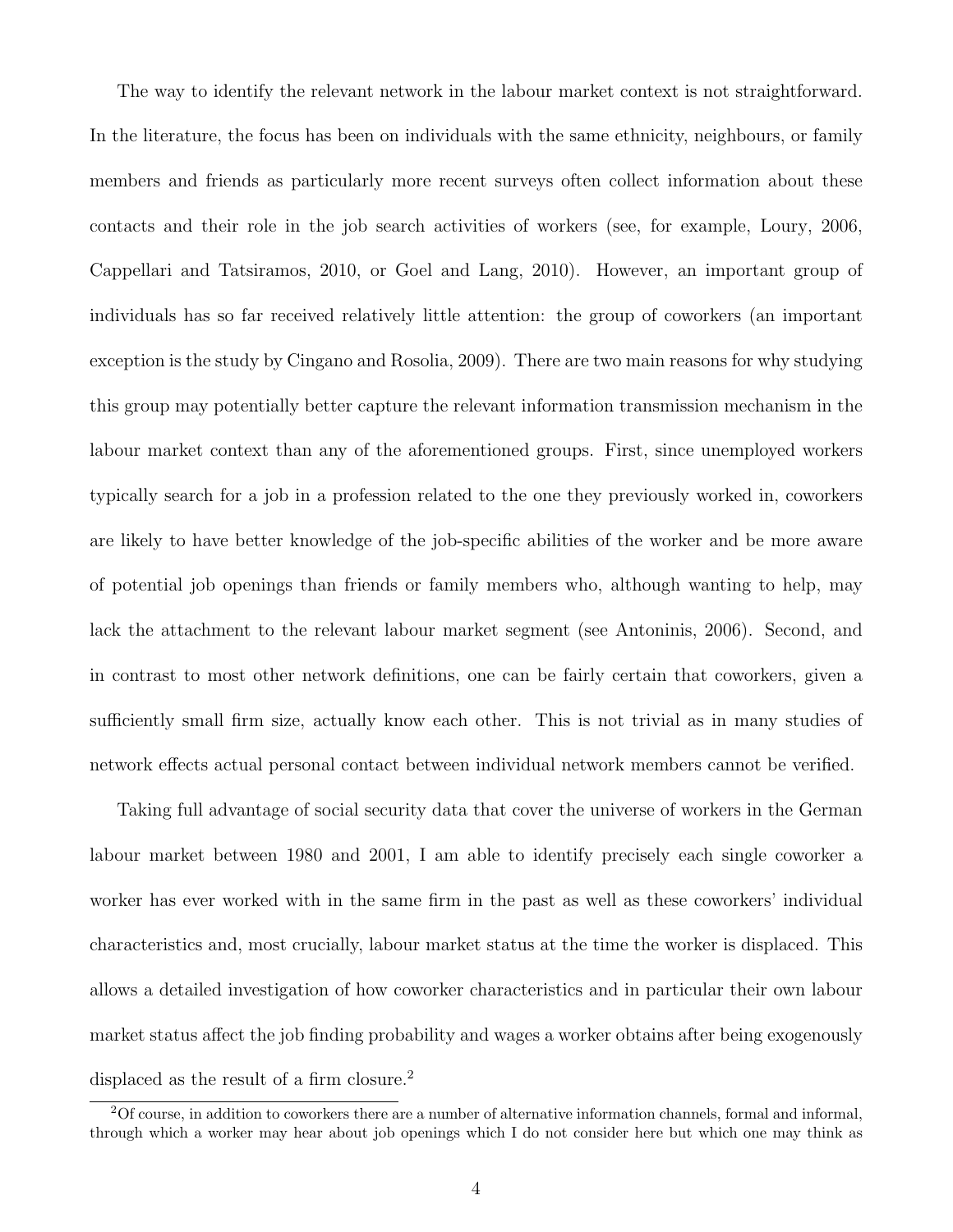The way to identify the relevant network in the labour market context is not straightforward. In the literature, the focus has been on individuals with the same ethnicity, neighbours, or family members and friends as particularly more recent surveys often collect information about these contacts and their role in the job search activities of workers (see, for example, Loury, 2006, Cappellari and Tatsiramos, 2010, or Goel and Lang, 2010). However, an important group of individuals has so far received relatively little attention: the group of coworkers (an important exception is the study by Cingano and Rosolia, 2009). There are two main reasons for why studying this group may potentially better capture the relevant information transmission mechanism in the labour market context than any of the aforementioned groups. First, since unemployed workers typically search for a job in a profession related to the one they previously worked in, coworkers are likely to have better knowledge of the job-specific abilities of the worker and be more aware of potential job openings than friends or family members who, although wanting to help, may lack the attachment to the relevant labour market segment (see Antoninis, 2006). Second, and in contrast to most other network definitions, one can be fairly certain that coworkers, given a sufficiently small firm size, actually know each other. This is not trivial as in many studies of network effects actual personal contact between individual network members cannot be verified.

Taking full advantage of social security data that cover the universe of workers in the German labour market between 1980 and 2001, I am able to identify precisely each single coworker a worker has ever worked with in the same firm in the past as well as these coworkers' individual characteristics and, most crucially, labour market status at the time the worker is displaced. This allows a detailed investigation of how coworker characteristics and in particular their own labour market status affect the job finding probability and wages a worker obtains after being exogenously displaced as the result of a firm closure.[2]

[2]Of course, in addition to coworkers there are a number of alternative information channels, formal and informal, through which a worker may hear about job openings which I do not consider here but which one may think as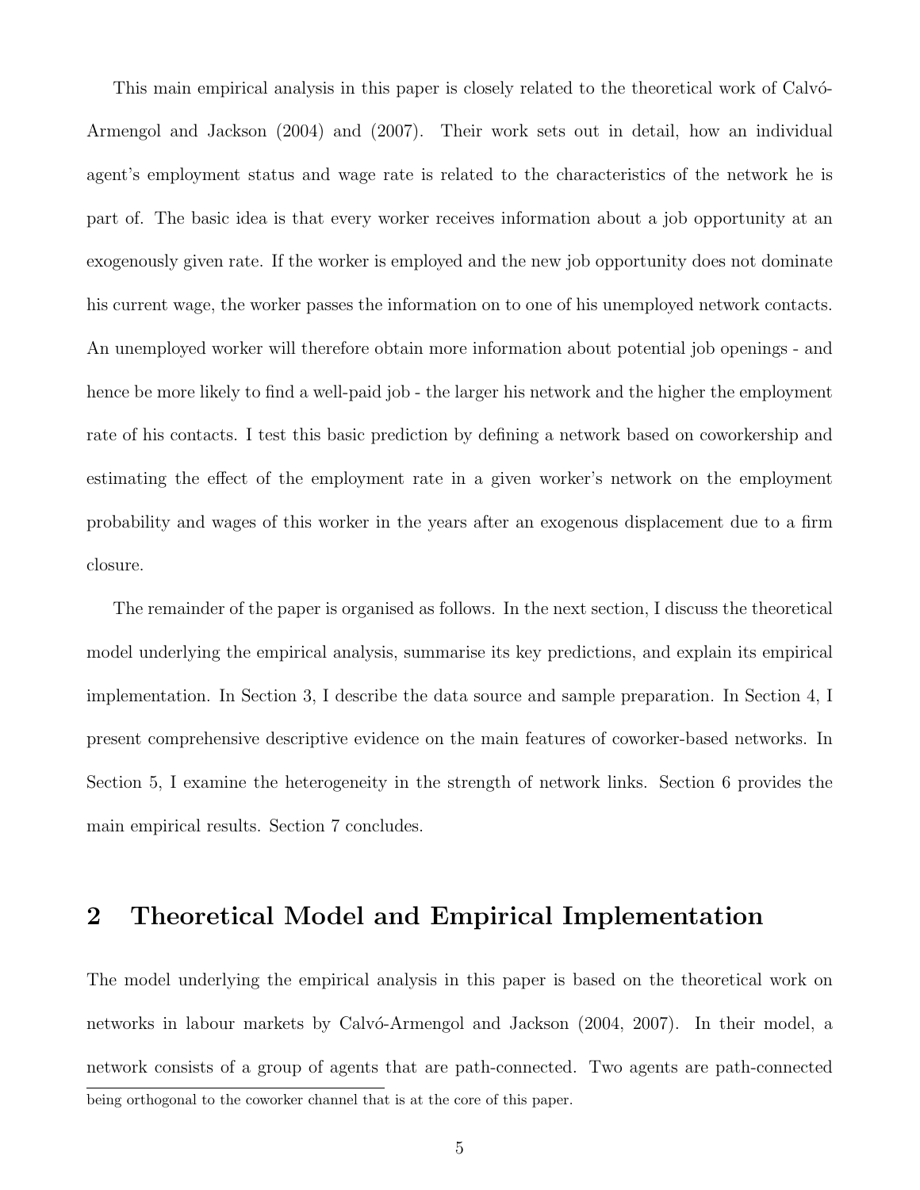This main empirical analysis in this paper is closely related to the theoretical work of Calvó-Armengol and Jackson (2004) and (2007). Their work sets out in detail, how an individual agent's employment status and wage rate is related to the characteristics of the network he is part of. The basic idea is that every worker receives information about a job opportunity at an exogenously given rate. If the worker is employed and the new job opportunity does not dominate his current wage, the worker passes the information on to one of his unemployed network contacts. An unemployed worker will therefore obtain more information about potential job openings - and hence be more likely to find a well-paid job - the larger his network and the higher the employment rate of his contacts. I test this basic prediction by defining a network based on coworkership and estimating the effect of the employment rate in a given worker's network on the employment probability and wages of this worker in the years after an exogenous displacement due to a firm closure.

The remainder of the paper is organised as follows. In the next section, I discuss the theoretical model underlying the empirical analysis, summarise its key predictions, and explain its empirical implementation. In Section 3, I describe the data source and sample preparation. In Section 4, I present comprehensive descriptive evidence on the main features of coworker-based networks. In Section 5, I examine the heterogeneity in the strength of network links. Section 6 provides the main empirical results. Section 7 concludes.

## 2 Theoretical Model and Empirical Implementation

The model underlying the empirical analysis in this paper is based on the theoretical work on networks in labour markets by Calvó-Armengol and Jackson (2004, 2007). In their model, a network consists of a group of agents that are path-connected. Two agents are path-connected

being orthogonal to the coworker channel that is at the core of this paper.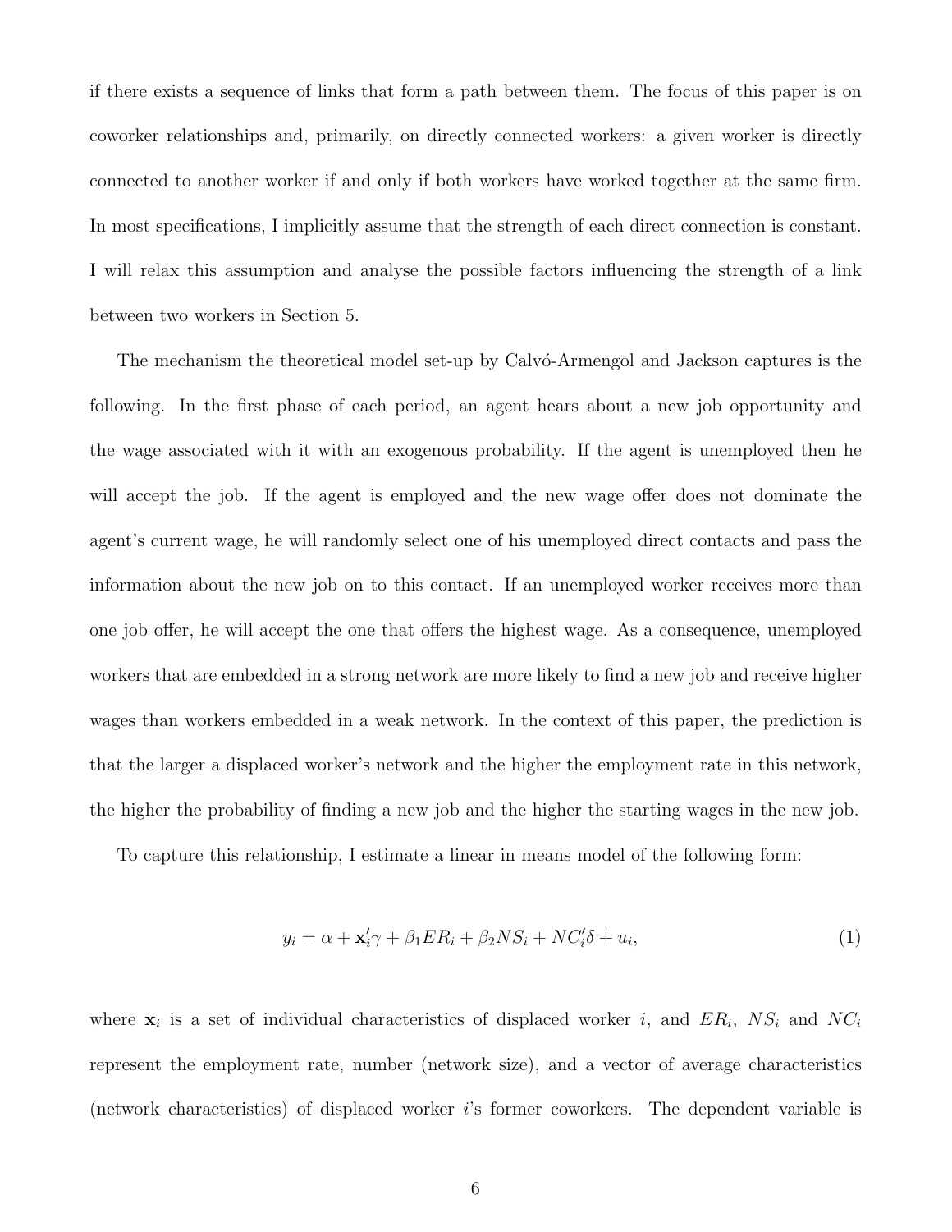if there exists a sequence of links that form a path between them. The focus of this paper is on coworker relationships and, primarily, on directly connected workers: a given worker is directly connected to another worker if and only if both workers have worked together at the same firm. In most specifications, I implicitly assume that the strength of each direct connection is constant. I will relax this assumption and analyse the possible factors influencing the strength of a link between two workers in Section 5.

The mechanism the theoretical model set-up by Calvó-Armengol and Jackson captures is the following. In the first phase of each period, an agent hears about a new job opportunity and the wage associated with it with an exogenous probability. If the agent is unemployed then he will accept the job. If the agent is employed and the new wage offer does not dominate the agent's current wage, he will randomly select one of his unemployed direct contacts and pass the information about the new job on to this contact. If an unemployed worker receives more than one job offer, he will accept the one that offers the highest wage. As a consequence, unemployed workers that are embedded in a strong network are more likely to find a new job and receive higher wages than workers embedded in a weak network. In the context of this paper, the prediction is that the larger a displaced worker's network and the higher the employment rate in this network, the higher the probability of finding a new job and the higher the starting wages in the new job.

To capture this relationship, I estimate a linear in means model of the following form:

$$y_i = \alpha + \mathbf{x}_i'\gamma + \beta_1 ER_i + \beta_2 NS_i + NC_i'\delta + u_i, \tag{1}$$

where $\mathbf{x}_i$ is a set of individual characteristics of displaced worker $i$, and $ER_i$, $NS_i$ and $NC_i$ represent the employment rate, number (network size), and a vector of average characteristics (network characteristics) of displaced worker $i$'s former coworkers. The dependent variable is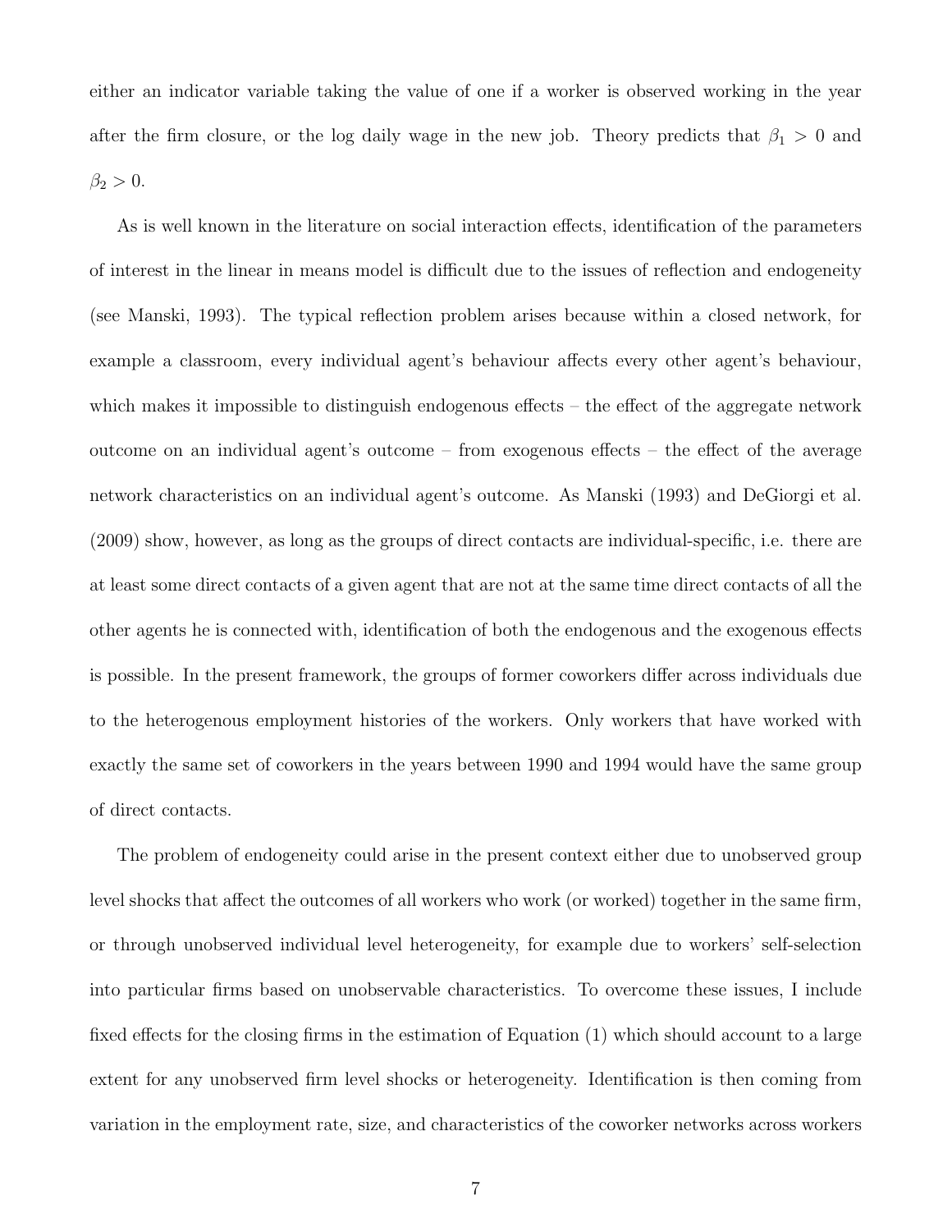either an indicator variable taking the value of one if a worker is observed working in the year after the firm closure, or the log daily wage in the new job. Theory predicts that $\beta_1 > 0$ and $\beta_2 > 0$.

As is well known in the literature on social interaction effects, identification of the parameters of interest in the linear in means model is difficult due to the issues of reflection and endogeneity (see Manski, 1993). The typical reflection problem arises because within a closed network, for example a classroom, every individual agent's behaviour affects every other agent's behaviour, which makes it impossible to distinguish endogenous effects – the effect of the aggregate network outcome on an individual agent's outcome – from exogenous effects – the effect of the average network characteristics on an individual agent's outcome. As Manski (1993) and DeGiorgi et al. (2009) show, however, as long as the groups of direct contacts are individual-specific, i.e. there are at least some direct contacts of a given agent that are not at the same time direct contacts of all the other agents he is connected with, identification of both the endogenous and the exogenous effects is possible. In the present framework, the groups of former coworkers differ across individuals due to the heterogenous employment histories of the workers. Only workers that have worked with exactly the same set of coworkers in the years between 1990 and 1994 would have the same group of direct contacts.

The problem of endogeneity could arise in the present context either due to unobserved group level shocks that affect the outcomes of all workers who work (or worked) together in the same firm, or through unobserved individual level heterogeneity, for example due to workers' self-selection into particular firms based on unobservable characteristics. To overcome these issues, I include fixed effects for the closing firms in the estimation of Equation (1) which should account to a large extent for any unobserved firm level shocks or heterogeneity. Identification is then coming from variation in the employment rate, size, and characteristics of the coworker networks across workers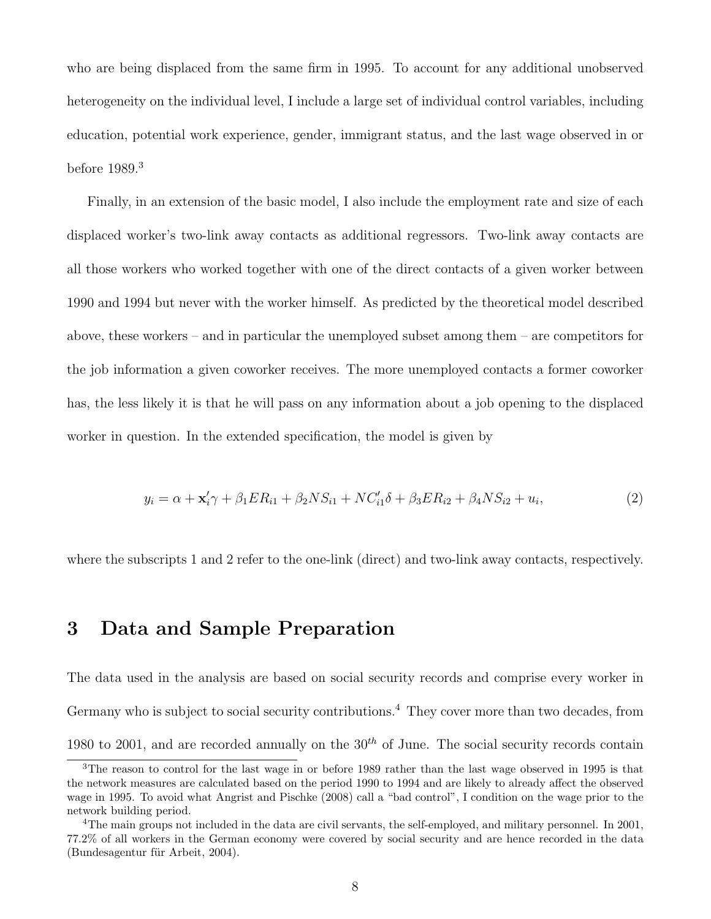who are being displaced from the same firm in 1995. To account for any additional unobserved heterogeneity on the individual level, I include a large set of individual control variables, including education, potential work experience, gender, immigrant status, and the last wage observed in or before 1989.[3]

Finally, in an extension of the basic model, I also include the employment rate and size of each displaced worker's two-link away contacts as additional regressors. Two-link away contacts are all those workers who worked together with one of the direct contacts of a given worker between 1990 and 1994 but never with the worker himself. As predicted by the theoretical model described above, these workers – and in particular the unemployed subset among them – are competitors for the job information a given coworker receives. The more unemployed contacts a former coworker has, the less likely it is that he will pass on any information about a job opening to the displaced worker in question. In the extended specification, the model is given by

$$y_i = \alpha + \mathbf{x}_i'\gamma + \beta_1 ER_{i1} + \beta_2 NS_{i1} + NC_{i1}'\delta + \beta_3 ER_{i2} + \beta_4 NS_{i2} + u_i, \tag{2}$$

where the subscripts 1 and 2 refer to the one-link (direct) and two-link away contacts, respectively.

# 3 Data and Sample Preparation

The data used in the analysis are based on social security records and comprise every worker in Germany who is subject to social security contributions.[4] They cover more than two decades, from 1980 to 2001, and are recorded annually on the $30^{th}$ of June. The social security records contain

---

[3] The reason to control for the last wage in or before 1989 rather than the last wage observed in 1995 is that the network measures are calculated based on the period 1990 to 1994 and are likely to already affect the observed wage in 1995. To avoid what Angrist and Pischke (2008) call a "bad control", I condition on the wage prior to the network building period.

[4] The main groups not included in the data are civil servants, the self-employed, and military personnel. In 2001, 77.2% of all workers in the German economy were covered by social security and are hence recorded in the data (Bundesagentur für Arbeit, 2004).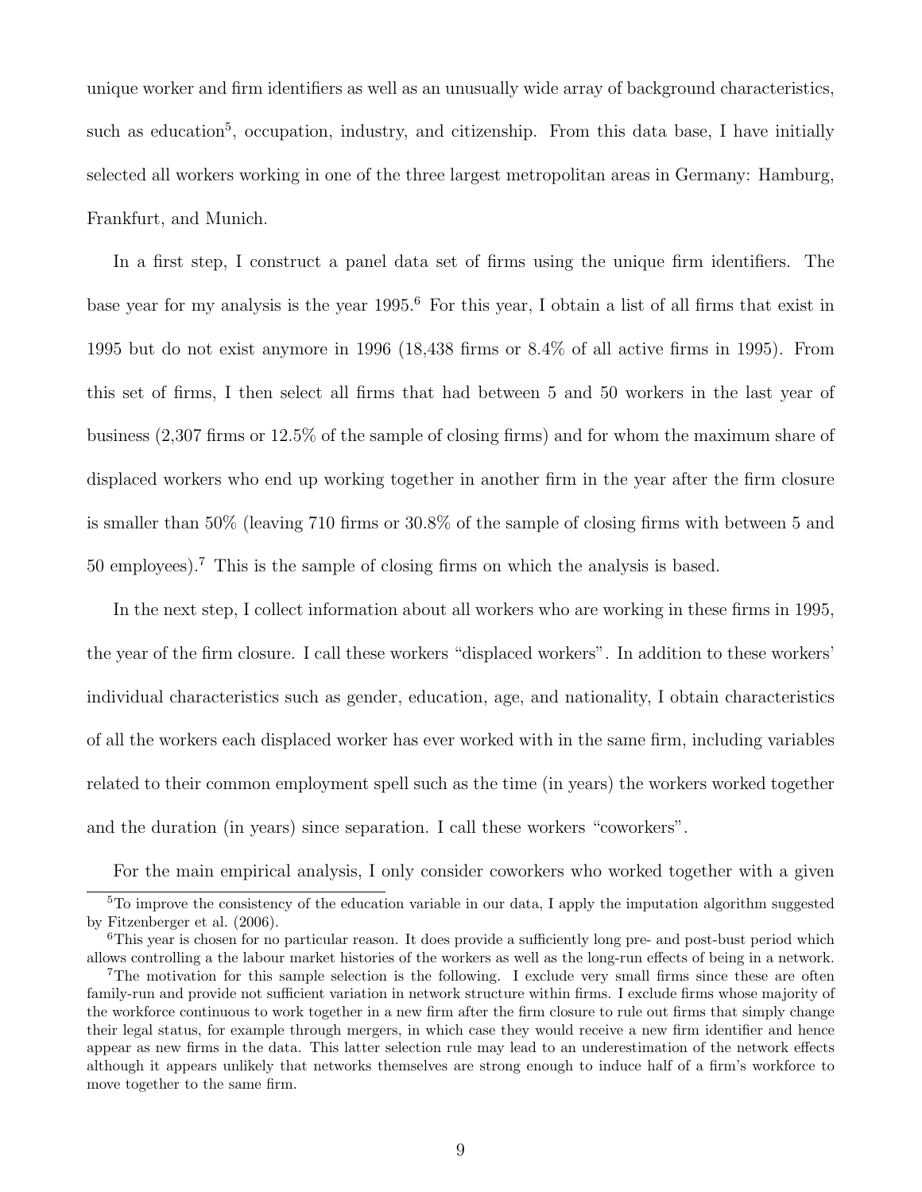unique worker and firm identifiers as well as an unusually wide array of background characteristics, such as education[5], occupation, industry, and citizenship. From this data base, I have initially selected all workers working in one of the three largest metropolitan areas in Germany: Hamburg, Frankfurt, and Munich.

In a first step, I construct a panel data set of firms using the unique firm identifiers. The base year for my analysis is the year 1995.[6] For this year, I obtain a list of all firms that exist in 1995 but do not exist anymore in 1996 (18,438 firms or 8.4% of all active firms in 1995). From this set of firms, I then select all firms that had between 5 and 50 workers in the last year of business (2,307 firms or 12.5% of the sample of closing firms) and for whom the maximum share of displaced workers who end up working together in another firm in the year after the firm closure is smaller than 50% (leaving 710 firms or 30.8% of the sample of closing firms with between 5 and 50 employees).[7] This is the sample of closing firms on which the analysis is based.

In the next step, I collect information about all workers who are working in these firms in 1995, the year of the firm closure. I call these workers "displaced workers". In addition to these workers' individual characteristics such as gender, education, age, and nationality, I obtain characteristics of all the workers each displaced worker has ever worked with in the same firm, including variables related to their common employment spell such as the time (in years) the workers worked together and the duration (in years) since separation. I call these workers "coworkers".

For the main empirical analysis, I only consider coworkers who worked together with a given

[5] To improve the consistency of the education variable in our data, I apply the imputation algorithm suggested by Fitzenberger et al. (2006).

[6] This year is chosen for no particular reason. It does provide a sufficiently long pre- and post-bust period which allows controlling a the labour market histories of the workers as well as the long-run effects of being in a network.

[7] The motivation for this sample selection is the following. I exclude very small firms since these are often family-run and provide not sufficient variation in network structure within firms. I exclude firms whose majority of the workforce continuous to work together in a new firm after the firm closure to rule out firms that simply change their legal status, for example through mergers, in which case they would receive a new firm identifier and hence appear as new firms in the data. This latter selection rule may lead to an underestimation of the network effects although it appears unlikely that networks themselves are strong enough to induce half of a firm's workforce to move together to the same firm.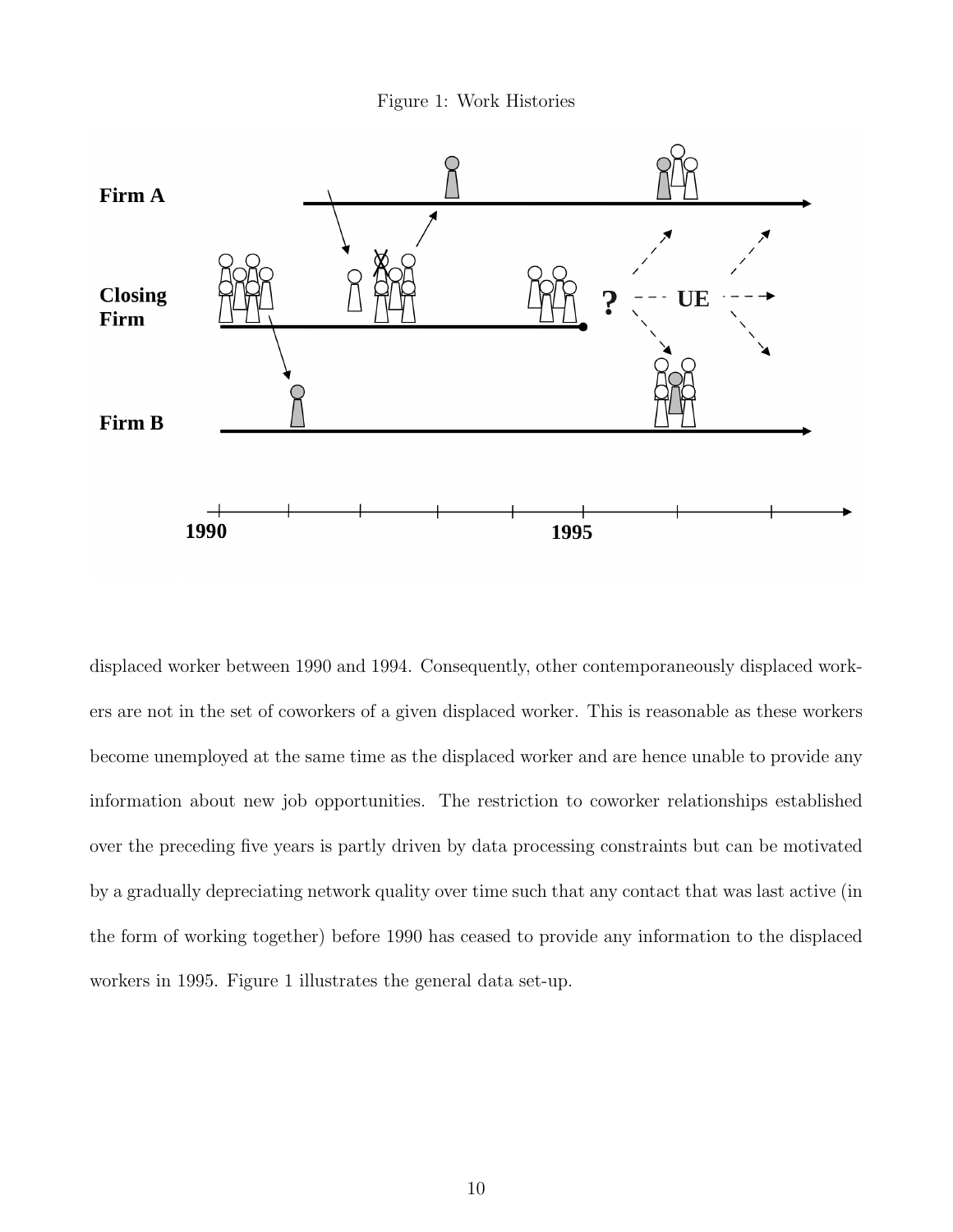Figure 1: Work Histories

displaced worker between 1990 and 1994. Consequently, other contemporaneously displaced workers are not in the set of coworkers of a given displaced worker. This is reasonable as these workers become unemployed at the same time as the displaced worker and are hence unable to provide any information about new job opportunities. The restriction to coworker relationships established over the preceding five years is partly driven by data processing constraints but can be motivated by a gradually depreciating network quality over time such that any contact that was last active (in the form of working together) before 1990 has ceased to provide any information to the displaced workers in 1995. Figure 1 illustrates the general data set-up.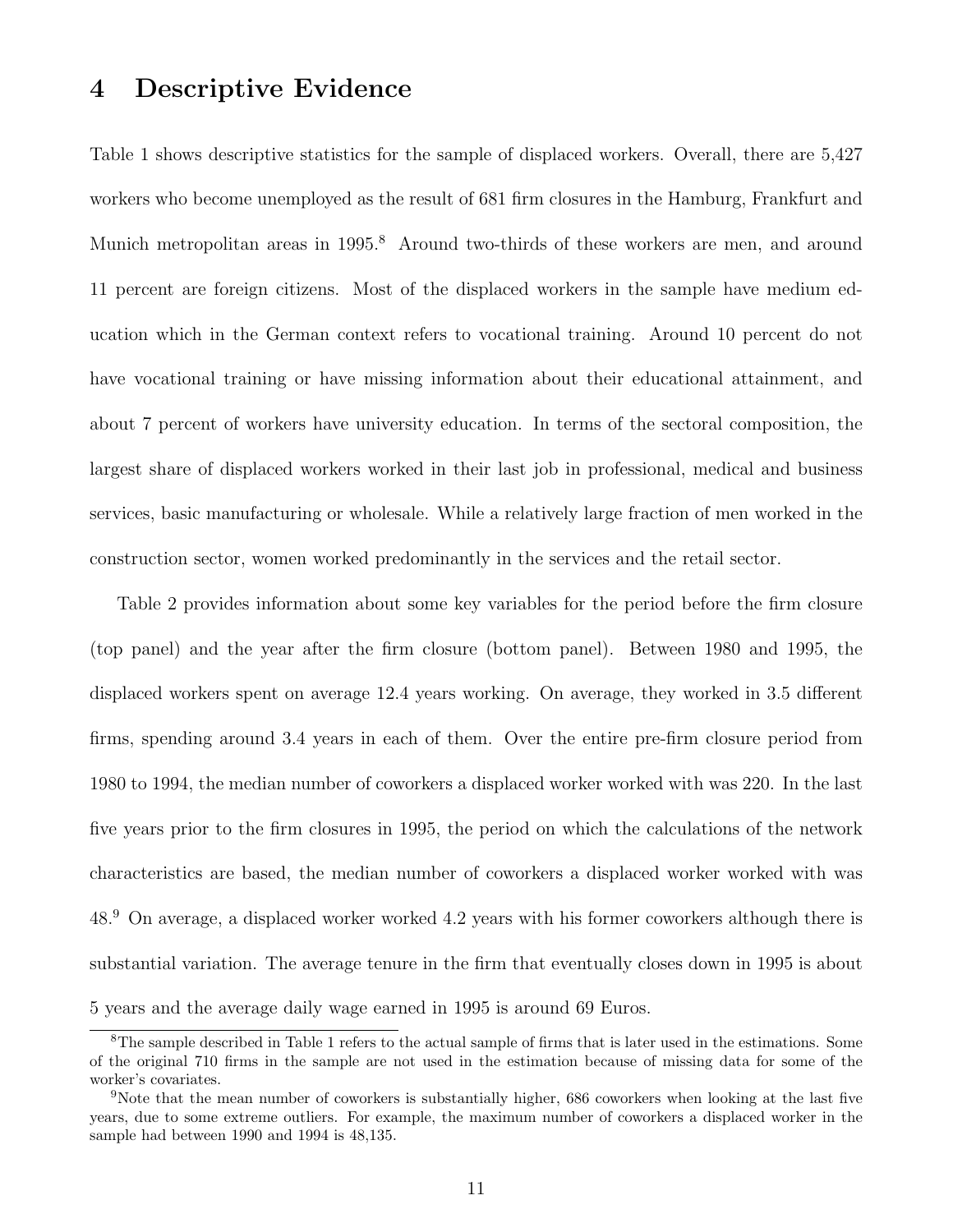## 4 Descriptive Evidence

Table 1 shows descriptive statistics for the sample of displaced workers. Overall, there are 5,427 workers who become unemployed as the result of 681 firm closures in the Hamburg, Frankfurt and Munich metropolitan areas in 1995.[8] Around two-thirds of these workers are men, and around 11 percent are foreign citizens. Most of the displaced workers in the sample have medium education which in the German context refers to vocational training. Around 10 percent do not have vocational training or have missing information about their educational attainment, and about 7 percent of workers have university education. In terms of the sectoral composition, the largest share of displaced workers worked in their last job in professional, medical and business services, basic manufacturing or wholesale. While a relatively large fraction of men worked in the construction sector, women worked predominantly in the services and the retail sector.

Table 2 provides information about some key variables for the period before the firm closure (top panel) and the year after the firm closure (bottom panel). Between 1980 and 1995, the displaced workers spent on average 12.4 years working. On average, they worked in 3.5 different firms, spending around 3.4 years in each of them. Over the entire pre-firm closure period from 1980 to 1994, the median number of coworkers a displaced worker worked with was 220. In the last five years prior to the firm closures in 1995, the period on which the calculations of the network characteristics are based, the median number of coworkers a displaced worker worked with was 48.[9] On average, a displaced worker worked 4.2 years with his former coworkers although there is substantial variation. The average tenure in the firm that eventually closes down in 1995 is about 5 years and the average daily wage earned in 1995 is around 69 Euros.

[8] The sample described in Table 1 refers to the actual sample of firms that is later used in the estimations. Some of the original 710 firms in the sample are not used in the estimation because of missing data for some of the worker's covariates.

[9] Note that the mean number of coworkers is substantially higher, 686 coworkers when looking at the last five years, due to some extreme outliers. For example, the maximum number of coworkers a displaced worker in the sample had between 1990 and 1994 is 48,135.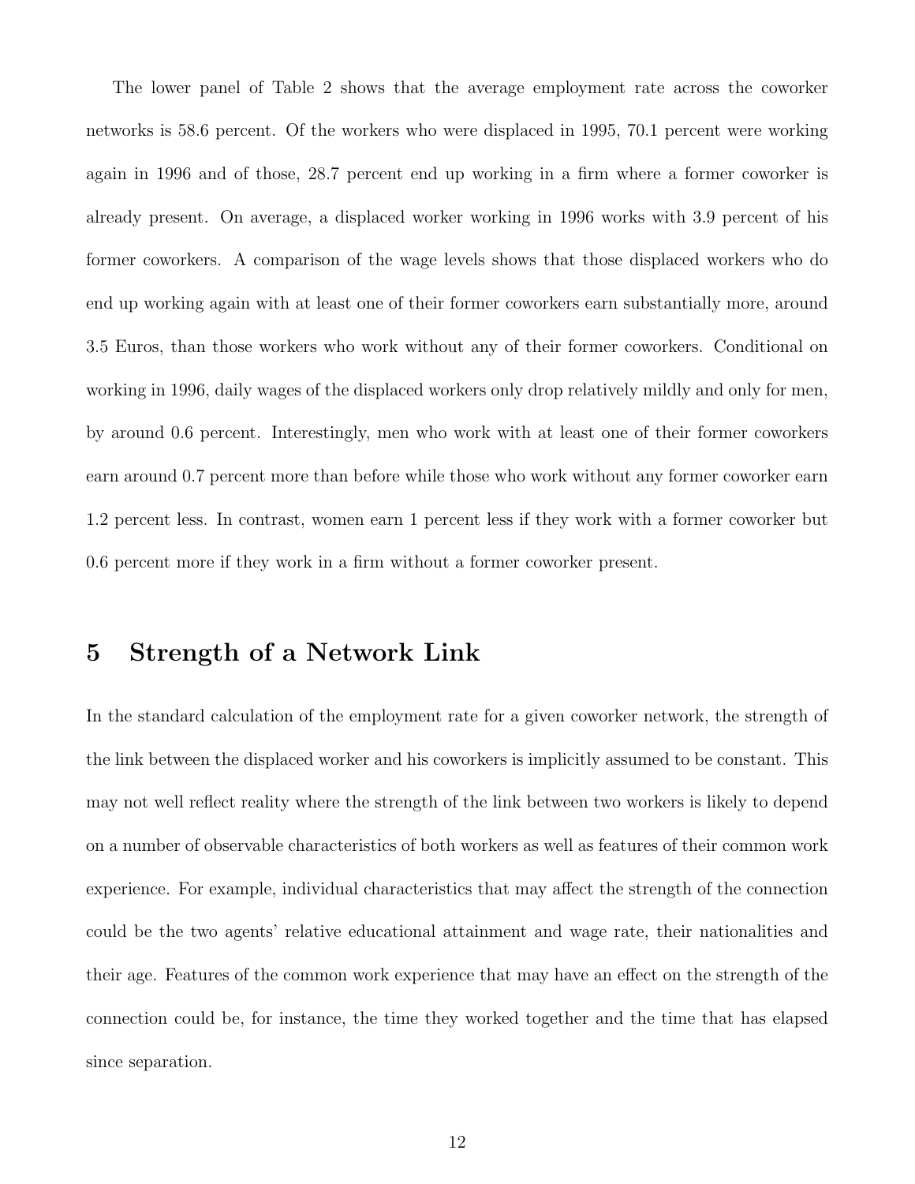The lower panel of Table 2 shows that the average employment rate across the coworker networks is 58.6 percent. Of the workers who were displaced in 1995, 70.1 percent were working again in 1996 and of those, 28.7 percent end up working in a firm where a former coworker is already present. On average, a displaced worker working in 1996 works with 3.9 percent of his former coworkers. A comparison of the wage levels shows that those displaced workers who do end up working again with at least one of their former coworkers earn substantially more, around 3.5 Euros, than those workers who work without any of their former coworkers. Conditional on working in 1996, daily wages of the displaced workers only drop relatively mildly and only for men, by around 0.6 percent. Interestingly, men who work with at least one of their former coworkers earn around 0.7 percent more than before while those who work without any former coworker earn 1.2 percent less. In contrast, women earn 1 percent less if they work with a former coworker but 0.6 percent more if they work in a firm without a former coworker present.

# 5 Strength of a Network Link

In the standard calculation of the employment rate for a given coworker network, the strength of the link between the displaced worker and his coworkers is implicitly assumed to be constant. This may not well reflect reality where the strength of the link between two workers is likely to depend on a number of observable characteristics of both workers as well as features of their common work experience. For example, individual characteristics that may affect the strength of the connection could be the two agents' relative educational attainment and wage rate, their nationalities and their age. Features of the common work experience that may have an effect on the strength of the connection could be, for instance, the time they worked together and the time that has elapsed since separation.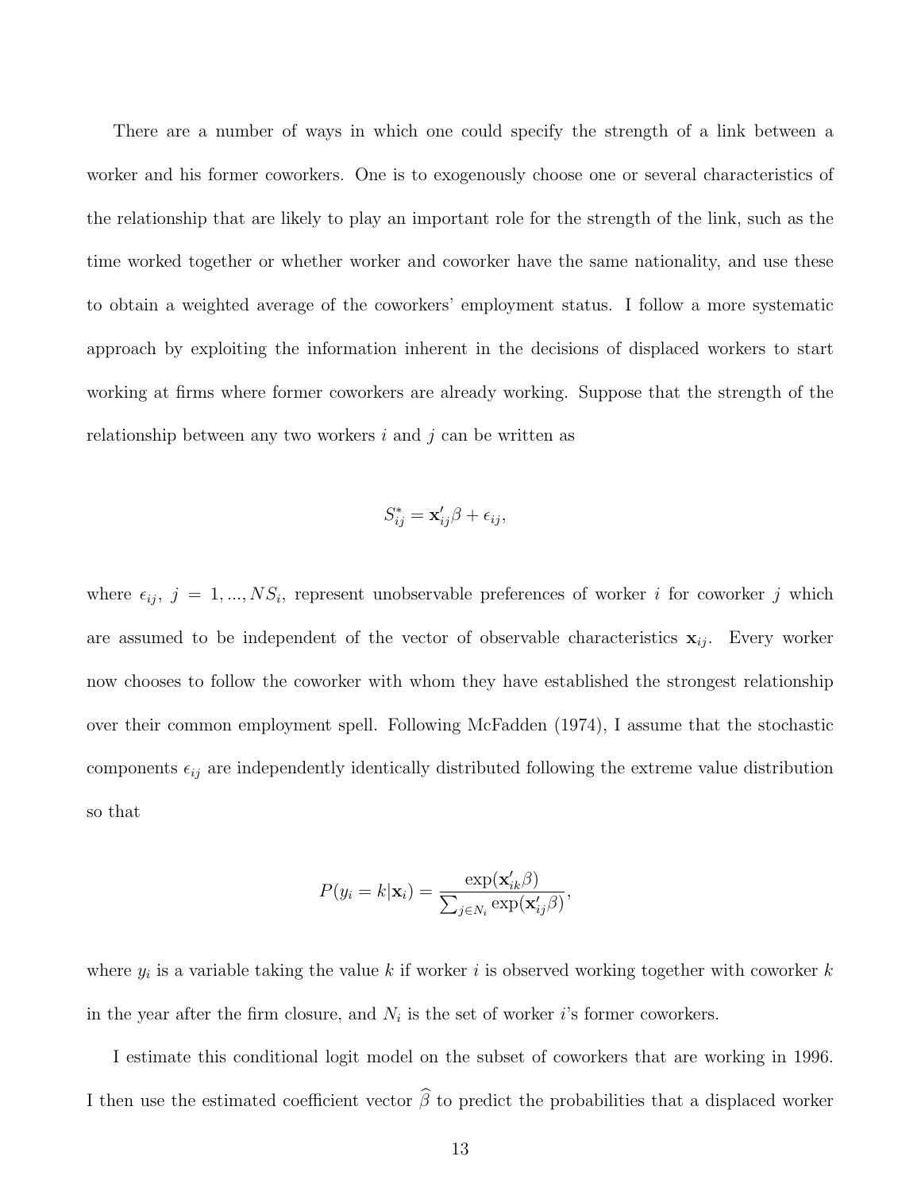There are a number of ways in which one could specify the strength of a link between a worker and his former coworkers. One is to exogenously choose one or several characteristics of the relationship that are likely to play an important role for the strength of the link, such as the time worked together or whether worker and coworker have the same nationality, and use these to obtain a weighted average of the coworkers' employment status. I follow a more systematic approach by exploiting the information inherent in the decisions of displaced workers to start working at firms where former coworkers are already working. Suppose that the strength of the relationship between any two workers $i$ and $j$ can be written as

$$S^*_{ij} = \mathbf{x}'_{ij}\beta + \epsilon_{ij},$$

where $\epsilon_{ij},\ j = 1, ..., NS_i$, represent unobservable preferences of worker $i$ for coworker $j$ which are assumed to be independent of the vector of observable characteristics $\mathbf{x}_{ij}$. Every worker now chooses to follow the coworker with whom they have established the strongest relationship over their common employment spell. Following McFadden (1974), I assume that the stochastic components $\epsilon_{ij}$ are independently identically distributed following the extreme value distribution so that

$$P(y_i = k|\mathbf{x}_i) = \frac{\exp(\mathbf{x}'_{ik}\beta)}{\sum_{j \in N_i} \exp(\mathbf{x}'_{ij}\beta)},$$

where $y_i$ is a variable taking the value $k$ if worker $i$ is observed working together with coworker $k$ in the year after the firm closure, and $N_i$ is the set of worker $i$'s former coworkers.

I estimate this conditional logit model on the subset of coworkers that are working in 1996. I then use the estimated coefficient vector $\widehat{\beta}$ to predict the probabilities that a displaced worker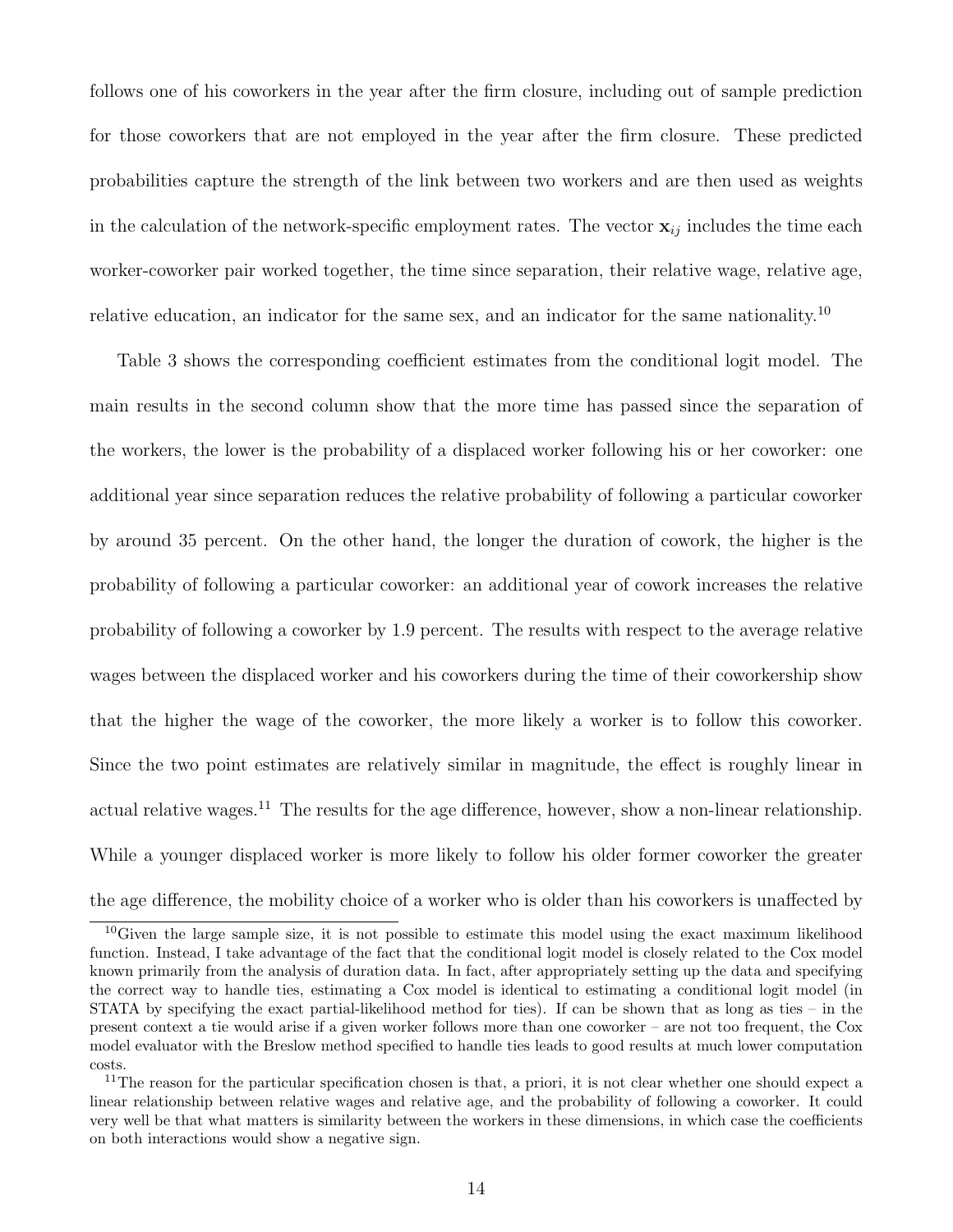follows one of his coworkers in the year after the firm closure, including out of sample prediction for those coworkers that are not employed in the year after the firm closure. These predicted probabilities capture the strength of the link between two workers and are then used as weights in the calculation of the network-specific employment rates. The vector $\mathbf{x}_{ij}$ includes the time each worker-coworker pair worked together, the time since separation, their relative wage, relative age, relative education, an indicator for the same sex, and an indicator for the same nationality.[10]

Table 3 shows the corresponding coefficient estimates from the conditional logit model. The main results in the second column show that the more time has passed since the separation of the workers, the lower is the probability of a displaced worker following his or her coworker: one additional year since separation reduces the relative probability of following a particular coworker by around 35 percent. On the other hand, the longer the duration of cowork, the higher is the probability of following a particular coworker: an additional year of cowork increases the relative probability of following a coworker by 1.9 percent. The results with respect to the average relative wages between the displaced worker and his coworkers during the time of their coworkership show that the higher the wage of the coworker, the more likely a worker is to follow this coworker. Since the two point estimates are relatively similar in magnitude, the effect is roughly linear in actual relative wages.[11] The results for the age difference, however, show a non-linear relationship. While a younger displaced worker is more likely to follow his older former coworker the greater the age difference, the mobility choice of a worker who is older than his coworkers is unaffected by

---

[10] Given the large sample size, it is not possible to estimate this model using the exact maximum likelihood function. Instead, I take advantage of the fact that the conditional logit model is closely related to the Cox model known primarily from the analysis of duration data. In fact, after appropriately setting up the data and specifying the correct way to handle ties, estimating a Cox model is identical to estimating a conditional logit model (in STATA by specifying the exact partial-likelihood method for ties). If can be shown that as long as ties – in the present context a tie would arise if a given worker follows more than one coworker – are not too frequent, the Cox model evaluator with the Breslow method specified to handle ties leads to good results at much lower computation costs.

[11] The reason for the particular specification chosen is that, a priori, it is not clear whether one should expect a linear relationship between relative wages and relative age, and the probability of following a coworker. It could very well be that what matters is similarity between the workers in these dimensions, in which case the coefficients on both interactions would show a negative sign.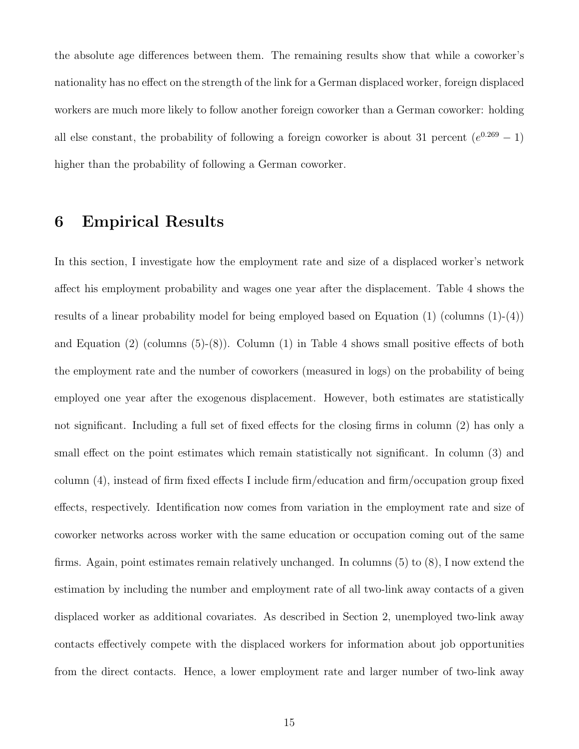the absolute age differences between them. The remaining results show that while a coworker's nationality has no effect on the strength of the link for a German displaced worker, foreign displaced workers are much more likely to follow another foreign coworker than a German coworker: holding all else constant, the probability of following a foreign coworker is about 31 percent ($e^{0.269} - 1$) higher than the probability of following a German coworker.

# 6 Empirical Results

In this section, I investigate how the employment rate and size of a displaced worker's network affect his employment probability and wages one year after the displacement. Table 4 shows the results of a linear probability model for being employed based on Equation (1) (columns (1)-(4)) and Equation (2) (columns (5)-(8)). Column (1) in Table 4 shows small positive effects of both the employment rate and the number of coworkers (measured in logs) on the probability of being employed one year after the exogenous displacement. However, both estimates are statistically not significant. Including a full set of fixed effects for the closing firms in column (2) has only a small effect on the point estimates which remain statistically not significant. In column (3) and column (4), instead of firm fixed effects I include firm/education and firm/occupation group fixed effects, respectively. Identification now comes from variation in the employment rate and size of coworker networks across worker with the same education or occupation coming out of the same firms. Again, point estimates remain relatively unchanged. In columns (5) to (8), I now extend the estimation by including the number and employment rate of all two-link away contacts of a given displaced worker as additional covariates. As described in Section 2, unemployed two-link away contacts effectively compete with the displaced workers for information about job opportunities from the direct contacts. Hence, a lower employment rate and larger number of two-link away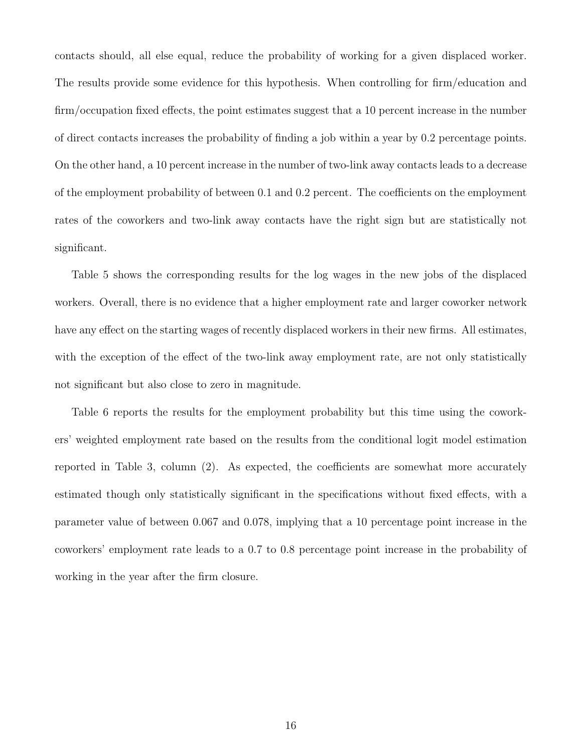contacts should, all else equal, reduce the probability of working for a given displaced worker. The results provide some evidence for this hypothesis. When controlling for firm/education and firm/occupation fixed effects, the point estimates suggest that a 10 percent increase in the number of direct contacts increases the probability of finding a job within a year by 0.2 percentage points. On the other hand, a 10 percent increase in the number of two-link away contacts leads to a decrease of the employment probability of between 0.1 and 0.2 percent. The coefficients on the employment rates of the coworkers and two-link away contacts have the right sign but are statistically not significant.

Table 5 shows the corresponding results for the log wages in the new jobs of the displaced workers. Overall, there is no evidence that a higher employment rate and larger coworker network have any effect on the starting wages of recently displaced workers in their new firms. All estimates, with the exception of the effect of the two-link away employment rate, are not only statistically not significant but also close to zero in magnitude.

Table 6 reports the results for the employment probability but this time using the coworkers' weighted employment rate based on the results from the conditional logit model estimation reported in Table 3, column (2). As expected, the coefficients are somewhat more accurately estimated though only statistically significant in the specifications without fixed effects, with a parameter value of between 0.067 and 0.078, implying that a 10 percentage point increase in the coworkers' employment rate leads to a 0.7 to 0.8 percentage point increase in the probability of working in the year after the firm closure.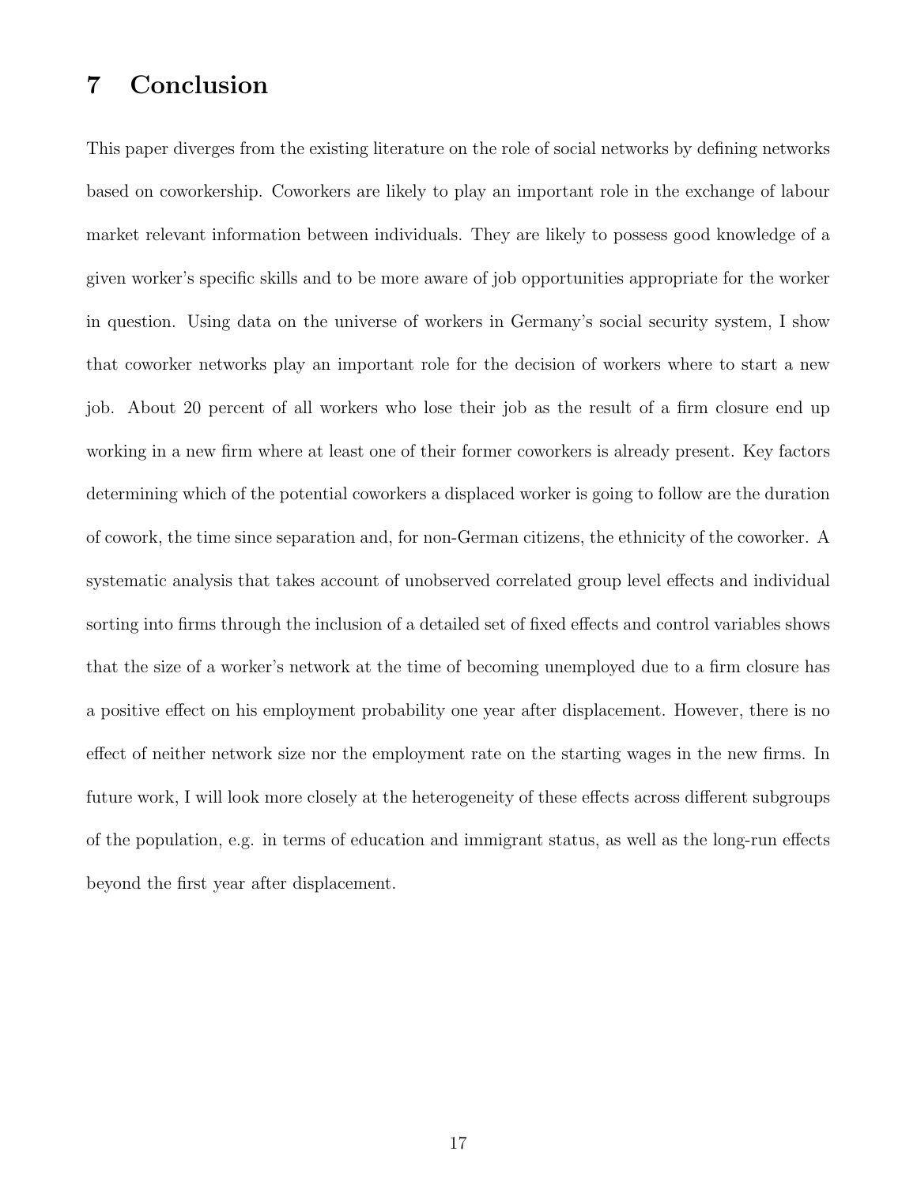# 7 Conclusion

This paper diverges from the existing literature on the role of social networks by defining networks based on coworkership. Coworkers are likely to play an important role in the exchange of labour market relevant information between individuals. They are likely to possess good knowledge of a given worker's specific skills and to be more aware of job opportunities appropriate for the worker in question. Using data on the universe of workers in Germany's social security system, I show that coworker networks play an important role for the decision of workers where to start a new job. About 20 percent of all workers who lose their job as the result of a firm closure end up working in a new firm where at least one of their former coworkers is already present. Key factors determining which of the potential coworkers a displaced worker is going to follow are the duration of cowork, the time since separation and, for non-German citizens, the ethnicity of the coworker. A systematic analysis that takes account of unobserved correlated group level effects and individual sorting into firms through the inclusion of a detailed set of fixed effects and control variables shows that the size of a worker's network at the time of becoming unemployed due to a firm closure has a positive effect on his employment probability one year after displacement. However, there is no effect of neither network size nor the employment rate on the starting wages in the new firms. In future work, I will look more closely at the heterogeneity of these effects across different subgroups of the population, e.g. in terms of education and immigrant status, as well as the long-run effects beyond the first year after displacement.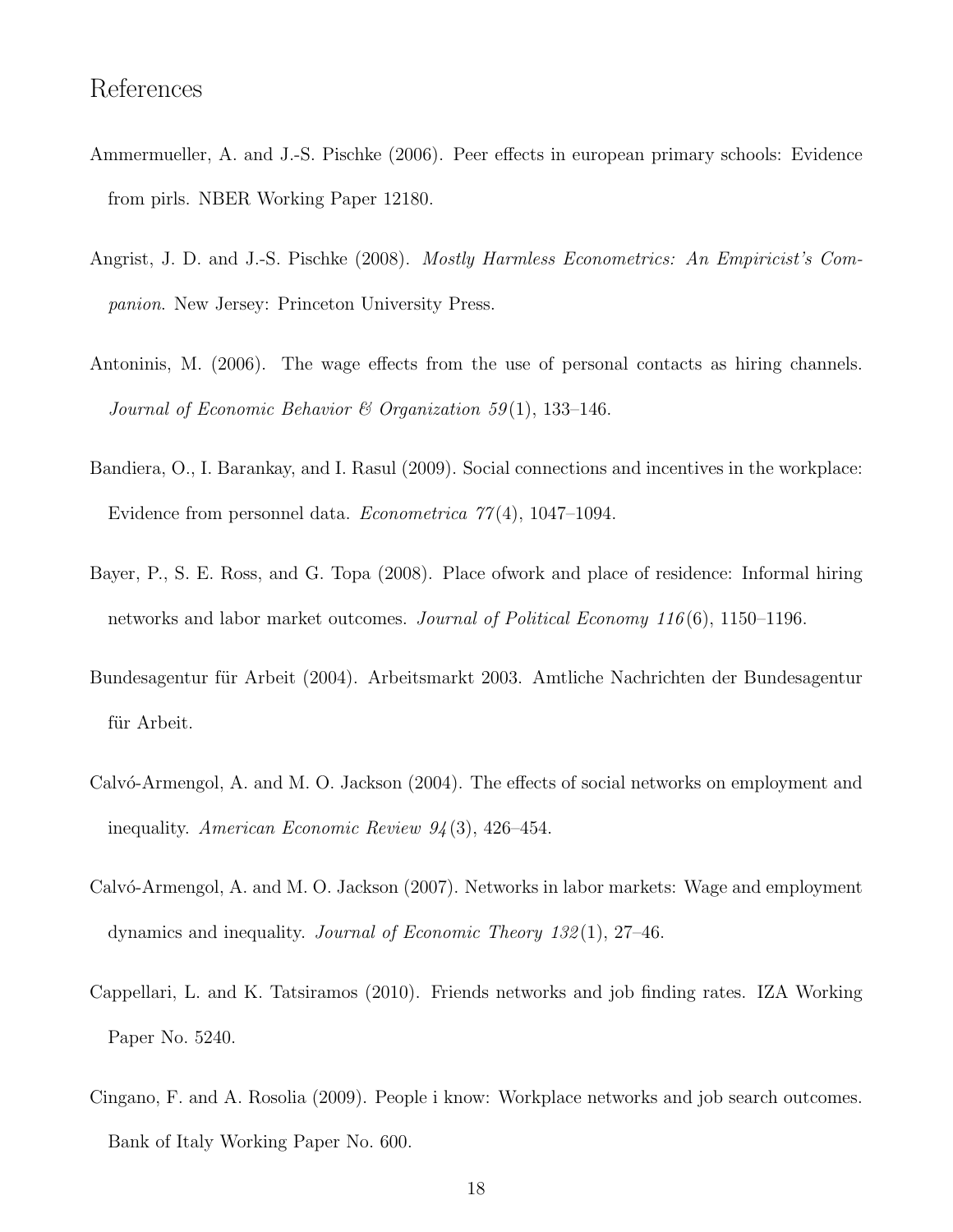# References

Ammermueller, A. and J.-S. Pischke (2006). Peer effects in european primary schools: Evidence from pirls. NBER Working Paper 12180.

Angrist, J. D. and J.-S. Pischke (2008). *Mostly Harmless Econometrics: An Empiricist's Companion*. New Jersey: Princeton University Press.

Antoninis, M. (2006). The wage effects from the use of personal contacts as hiring channels. *Journal of Economic Behavior & Organization 59*(1), 133–146.

Bandiera, O., I. Barankay, and I. Rasul (2009). Social connections and incentives in the workplace: Evidence from personnel data. *Econometrica 77*(4), 1047–1094.

Bayer, P., S. E. Ross, and G. Topa (2008). Place ofwork and place of residence: Informal hiring networks and labor market outcomes. *Journal of Political Economy 116*(6), 1150–1196.

Bundesagentur für Arbeit (2004). Arbeitsmarkt 2003. Amtliche Nachrichten der Bundesagentur für Arbeit.

Calvó-Armengol, A. and M. O. Jackson (2004). The effects of social networks on employment and inequality. *American Economic Review 94*(3), 426–454.

Calvó-Armengol, A. and M. O. Jackson (2007). Networks in labor markets: Wage and employment dynamics and inequality. *Journal of Economic Theory 132*(1), 27–46.

Cappellari, L. and K. Tatsiramos (2010). Friends networks and job finding rates. IZA Working Paper No. 5240.

Cingano, F. and A. Rosolia (2009). People i know: Workplace networks and job search outcomes. Bank of Italy Working Paper No. 600.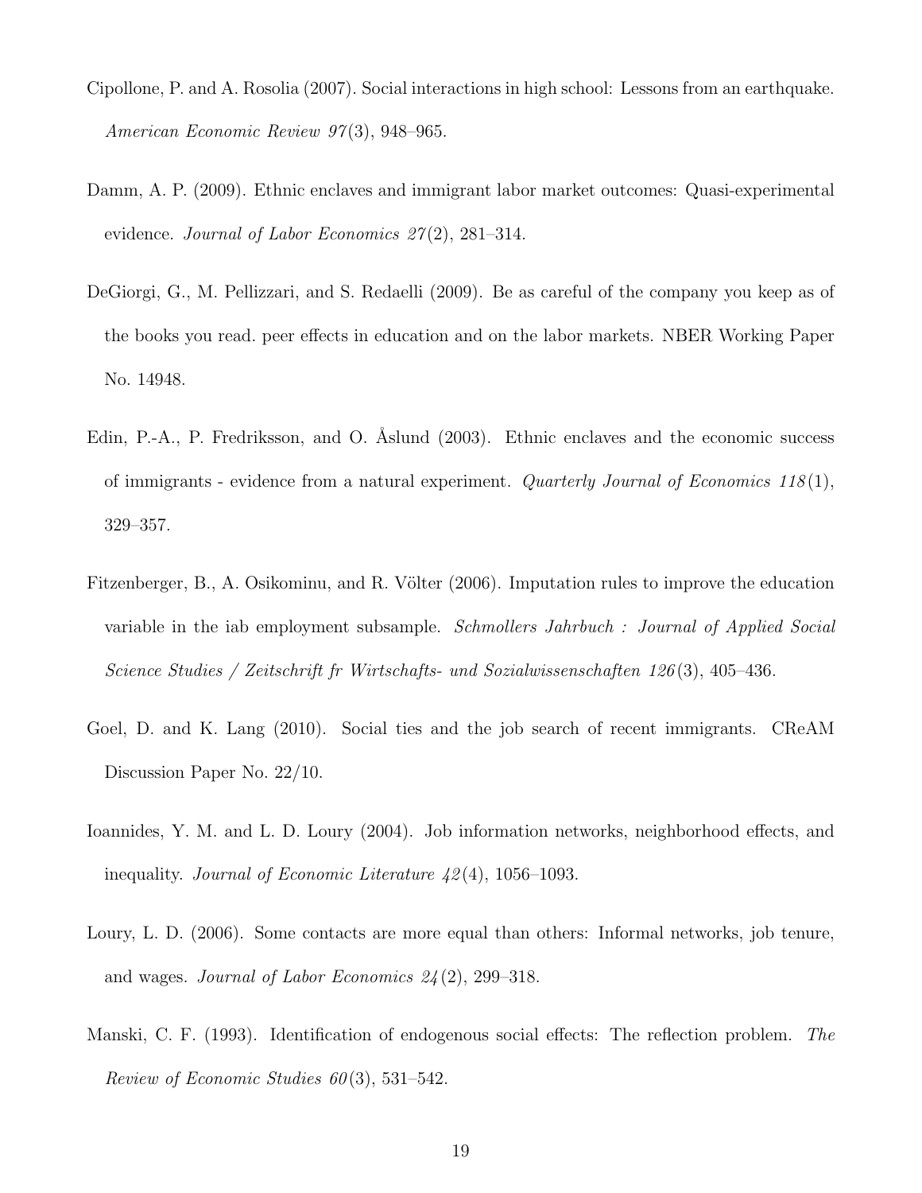Cipollone, P. and A. Rosolia (2007). Social interactions in high school: Lessons from an earthquake. *American Economic Review 97*(3), 948–965.

Damm, A. P. (2009). Ethnic enclaves and immigrant labor market outcomes: Quasi-experimental evidence. *Journal of Labor Economics 27*(2), 281–314.

DeGiorgi, G., M. Pellizzari, and S. Redaelli (2009). Be as careful of the company you keep as of the books you read. peer effects in education and on the labor markets. NBER Working Paper No. 14948.

Edin, P.-A., P. Fredriksson, and O. Åslund (2003). Ethnic enclaves and the economic success of immigrants - evidence from a natural experiment. *Quarterly Journal of Economics 118*(1), 329–357.

Fitzenberger, B., A. Osikominu, and R. Völter (2006). Imputation rules to improve the education variable in the iab employment subsample. *Schmollers Jahrbuch : Journal of Applied Social Science Studies / Zeitschrift fr Wirtschafts- und Sozialwissenschaften 126*(3), 405–436.

Goel, D. and K. Lang (2010). Social ties and the job search of recent immigrants. CReAM Discussion Paper No. 22/10.

Ioannides, Y. M. and L. D. Loury (2004). Job information networks, neighborhood effects, and inequality. *Journal of Economic Literature 42*(4), 1056–1093.

Loury, L. D. (2006). Some contacts are more equal than others: Informal networks, job tenure, and wages. *Journal of Labor Economics 24*(2), 299–318.

Manski, C. F. (1993). Identification of endogenous social effects: The reflection problem. *The Review of Economic Studies 60*(3), 531–542.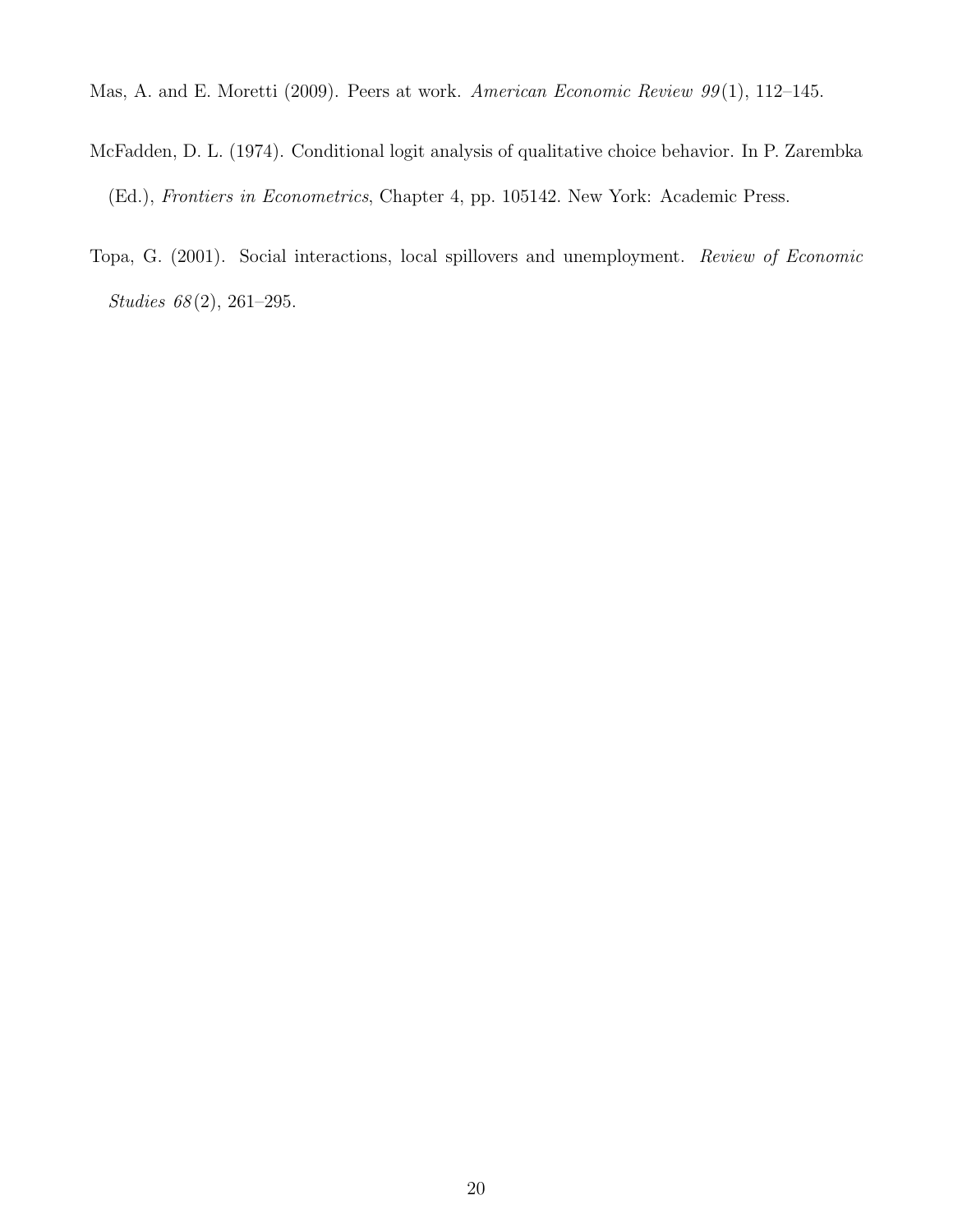Mas, A. and E. Moretti (2009). Peers at work. *American Economic Review 99*(1), 112–145.

McFadden, D. L. (1974). Conditional logit analysis of qualitative choice behavior. In P. Zarembka (Ed.), *Frontiers in Econometrics*, Chapter 4, pp. 105142. New York: Academic Press.

Topa, G. (2001). Social interactions, local spillovers and unemployment. *Review of Economic Studies 68*(2), 261–295.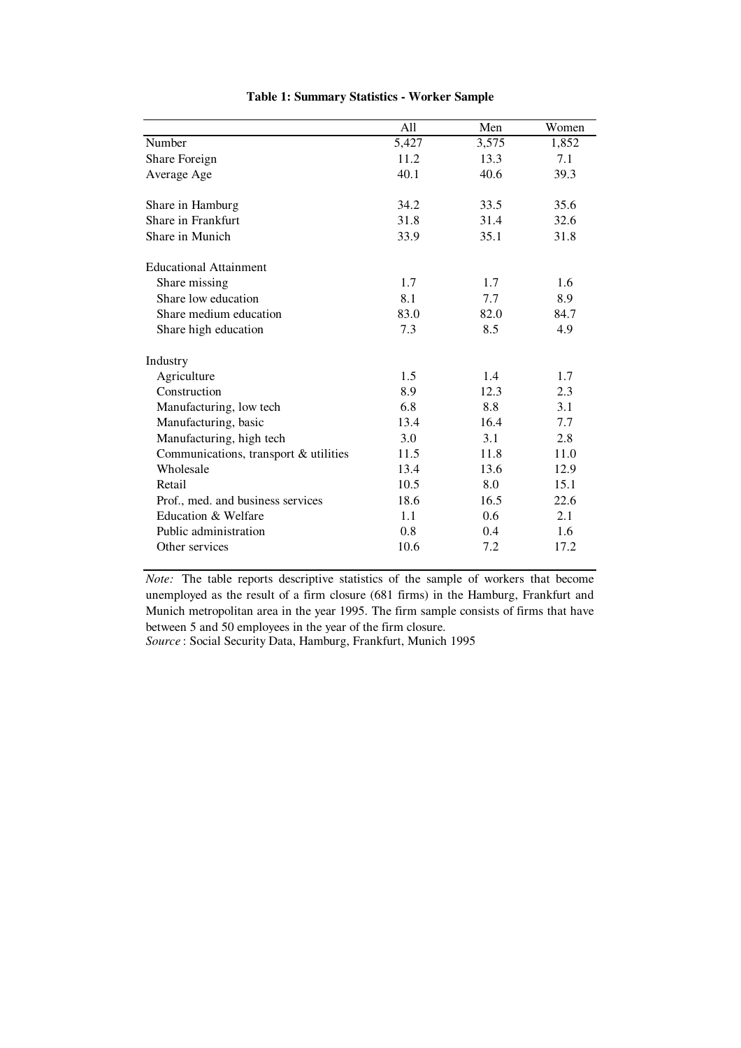**Table 1: Summary Statistics - Worker Sample**

| | All | Men | Women |
|---|---|---|---|
| Number | 5,427 | 3,575 | 1,852 |
| Share Foreign | 11.2 | 13.3 | 7.1 |
| Average Age | 40.1 | 40.6 | 39.3 |
| | | | |
| Share in Hamburg | 34.2 | 33.5 | 35.6 |
| Share in Frankfurt | 31.8 | 31.4 | 32.6 |
| Share in Munich | 33.9 | 35.1 | 31.8 |
| | | | |
| Educational Attainment | | | |
| Share missing | 1.7 | 1.7 | 1.6 |
| Share low education | 8.1 | 7.7 | 8.9 |
| Share medium education | 83.0 | 82.0 | 84.7 |
| Share high education | 7.3 | 8.5 | 4.9 |
| | | | |
| Industry | | | |
| Agriculture | 1.5 | 1.4 | 1.7 |
| Construction | 8.9 | 12.3 | 2.3 |
| Manufacturing, low tech | 6.8 | 8.8 | 3.1 |
| Manufacturing, basic | 13.4 | 16.4 | 7.7 |
| Manufacturing, high tech | 3.0 | 3.1 | 2.8 |
| Communications, transport & utilities | 11.5 | 11.8 | 11.0 |
| Wholesale | 13.4 | 13.6 | 12.9 |
| Retail | 10.5 | 8.0 | 15.1 |
| Prof., med. and business services | 18.6 | 16.5 | 22.6 |
| Education & Welfare | 1.1 | 0.6 | 2.1 |
| Public administration | 0.8 | 0.4 | 1.6 |
| Other services | 10.6 | 7.2 | 17.2 |

*Note:* The table reports descriptive statistics of the sample of workers that become unemployed as the result of a firm closure (681 firms) in the Hamburg, Frankfurt and Munich metropolitan area in the year 1995. The firm sample consists of firms that have between 5 and 50 employees in the year of the firm closure.

*Source* : Social Security Data, Hamburg, Frankfurt, Munich 1995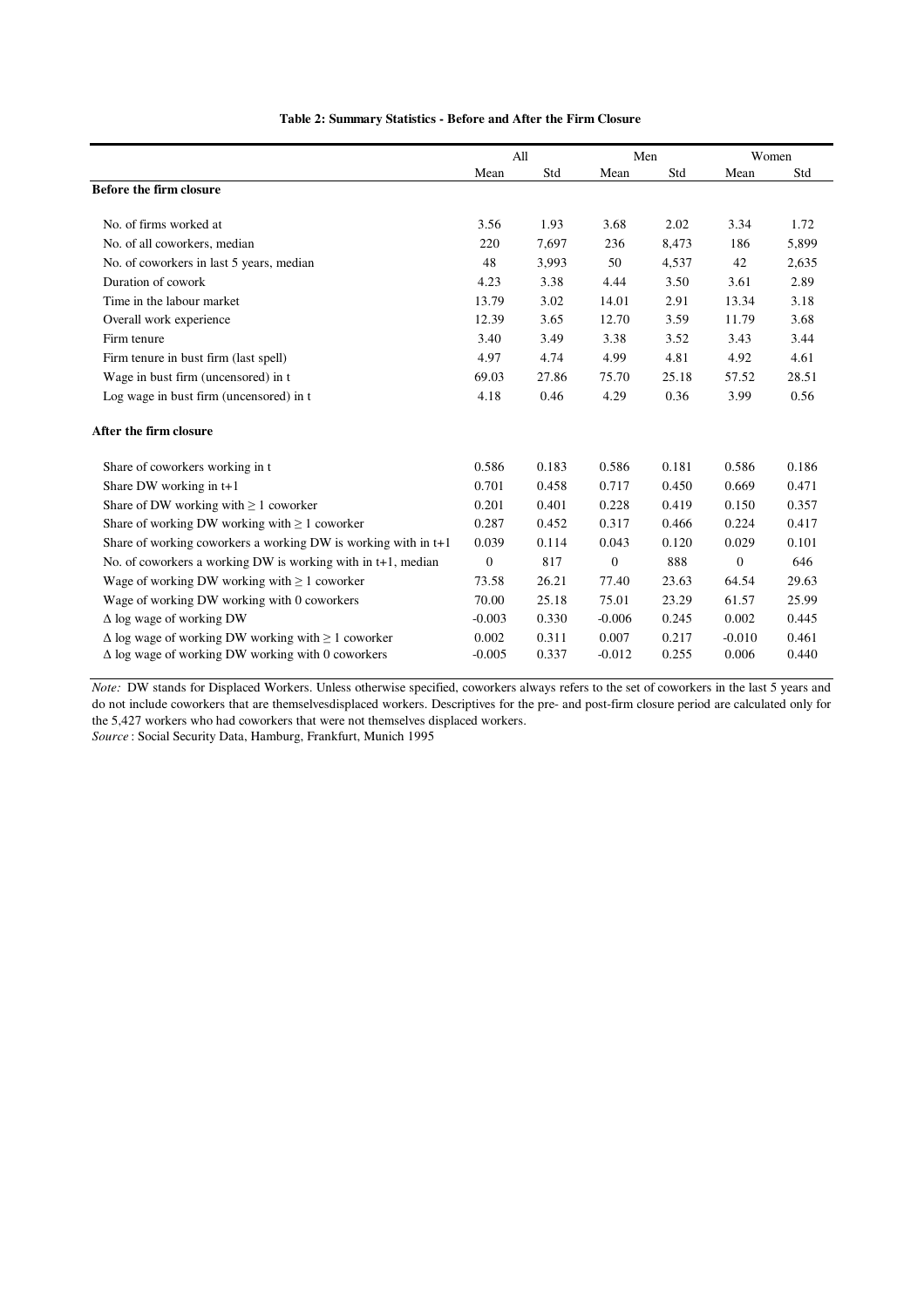**Table 2: Summary Statistics - Before and After the Firm Closure**

| | All | | Men | | Women | |
|---|---|---|---|---|---|---|
| | Mean | Std | Mean | Std | Mean | Std |
| **Before the firm closure** | | | | | | |
| No. of firms worked at | 3.56 | 1.93 | 3.68 | 2.02 | 3.34 | 1.72 |
| No. of all coworkers, median | 220 | 7,697 | 236 | 8,473 | 186 | 5,899 |
| No. of coworkers in last 5 years, median | 48 | 3,993 | 50 | 4,537 | 42 | 2,635 |
| Duration of cowork | 4.23 | 3.38 | 4.44 | 3.50 | 3.61 | 2.89 |
| Time in the labour market | 13.79 | 3.02 | 14.01 | 2.91 | 13.34 | 3.18 |
| Overall work experience | 12.39 | 3.65 | 12.70 | 3.59 | 11.79 | 3.68 |
| Firm tenure | 3.40 | 3.49 | 3.38 | 3.52 | 3.43 | 3.44 |
| Firm tenure in bust firm (last spell) | 4.97 | 4.74 | 4.99 | 4.81 | 4.92 | 4.61 |
| Wage in bust firm (uncensored) in t | 69.03 | 27.86 | 75.70 | 25.18 | 57.52 | 28.51 |
| Log wage in bust firm (uncensored) in t | 4.18 | 0.46 | 4.29 | 0.36 | 3.99 | 0.56 |
| **After the firm closure** | | | | | | |
| Share of coworkers working in t | 0.586 | 0.183 | 0.586 | 0.181 | 0.586 | 0.186 |
| Share DW working in t+1 | 0.701 | 0.458 | 0.717 | 0.450 | 0.669 | 0.471 |
| Share of DW working with $\geq 1$ coworker | 0.201 | 0.401 | 0.228 | 0.419 | 0.150 | 0.357 |
| Share of working DW working with $\geq 1$ coworker | 0.287 | 0.452 | 0.317 | 0.466 | 0.224 | 0.417 |
| Share of working coworkers a working DW is working with in t+1 | 0.039 | 0.114 | 0.043 | 0.120 | 0.029 | 0.101 |
| No. of coworkers a working DW is working with in t+1, median | 0 | 817 | 0 | 888 | 0 | 646 |
| Wage of working DW working with $\geq 1$ coworker | 73.58 | 26.21 | 77.40 | 23.63 | 64.54 | 29.63 |
| Wage of working DW working with 0 coworkers | 70.00 | 25.18 | 75.01 | 23.29 | 61.57 | 25.99 |
| $\Delta$ log wage of working DW | -0.003 | 0.330 | -0.006 | 0.245 | 0.002 | 0.445 |
| $\Delta$ log wage of working DW working with $\geq 1$ coworker | 0.002 | 0.311 | 0.007 | 0.217 | -0.010 | 0.461 |
| $\Delta$ log wage of working DW working with 0 coworkers | -0.005 | 0.337 | -0.012 | 0.255 | 0.006 | 0.440 |

*Note:* DW stands for Displaced Workers. Unless otherwise specified, coworkers always refers to the set of coworkers in the last 5 years and do not include coworkers that are themselvesdisplaced workers. Descriptives for the pre- and post-firm closure period are calculated only for the 5,427 workers who had coworkers that were not themselves displaced workers.

*Source* : Social Security Data, Hamburg, Frankfurt, Munich 1995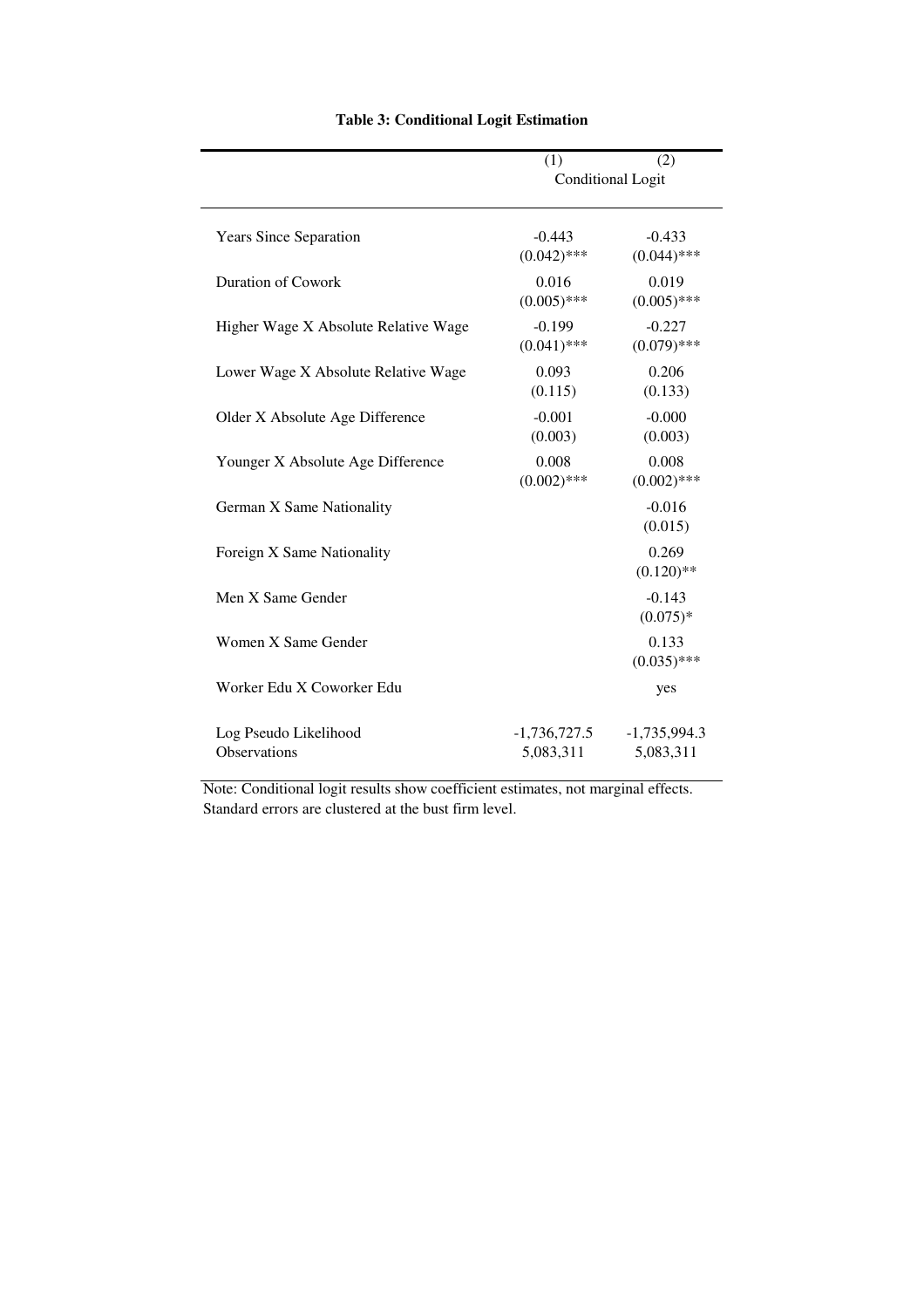**Table 3: Conditional Logit Estimation**

| | (1) | (2) |
|---|---|---|
| | Conditional Logit | |
| Years Since Separation | -0.443 | -0.433 |
| | (0.042)*** | (0.044)*** |
| Duration of Cowork | 0.016 | 0.019 |
| | (0.005)*** | (0.005)*** |
| Higher Wage X Absolute Relative Wage | -0.199 | -0.227 |
| | (0.041)*** | (0.079)*** |
| Lower Wage X Absolute Relative Wage | 0.093 | 0.206 |
| | (0.115) | (0.133) |
| Older X Absolute Age Difference | -0.001 | -0.000 |
| | (0.003) | (0.003) |
| Younger X Absolute Age Difference | 0.008 | 0.008 |
| | (0.002)*** | (0.002)*** |
| German X Same Nationality | | -0.016 |
| | | (0.015) |
| Foreign X Same Nationality | | 0.269 |
| | | (0.120)** |
| Men X Same Gender | | -0.143 |
| | | (0.075)* |
| Women X Same Gender | | 0.133 |
| | | (0.035)*** |
| Worker Edu X Coworker Edu | | yes |
| Log Pseudo Likelihood | -1,736,727.5 | -1,735,994.3 |
| Observations | 5,083,311 | 5,083,311 |

Note: Conditional logit results show coefficient estimates, not marginal effects. Standard errors are clustered at the bust firm level.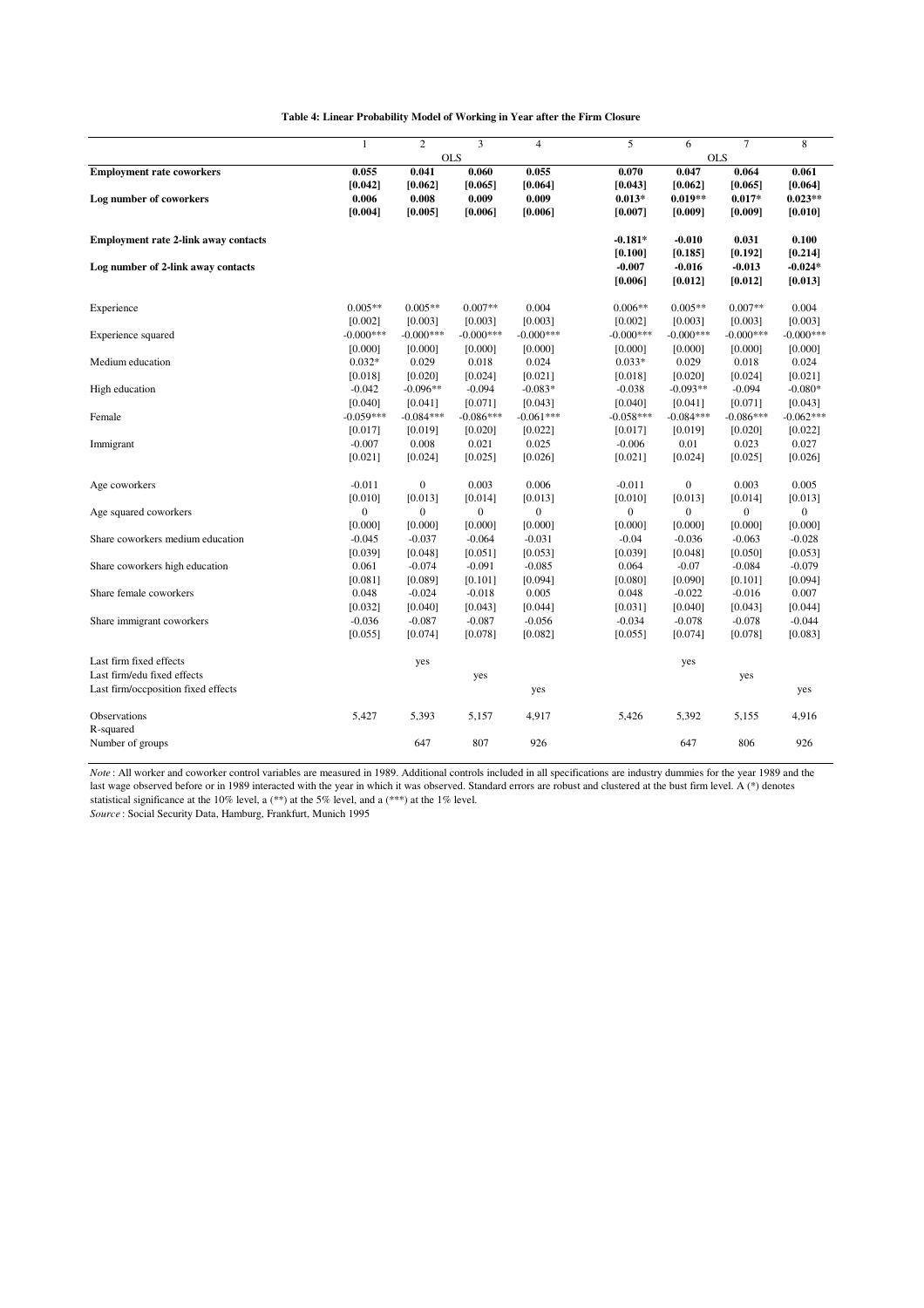**Table 4: Linear Probability Model of Working in Year after the Firm Closure**

| | 1 | 2 | 3 | 4 | 5 | 6 | 7 | 8 |
|---|---|---|---|---|---|---|---|---|
| | OLS | | | | OLS | | | |
| **Employment rate coworkers** | **0.055** | **0.041** | **0.060** | **0.055** | **0.070** | **0.047** | **0.064** | **0.061** |
| | **[0.042]** | **[0.062]** | **[0.065]** | **[0.064]** | **[0.043]** | **[0.062]** | **[0.065]** | **[0.064]** |
| **Log number of coworkers** | **0.006** | **0.008** | **0.009** | **0.009** | **0.013*** | **0.019**** | **0.017*** | **0.023**** |
| | **[0.004]** | **[0.005]** | **[0.006]** | **[0.006]** | **[0.007]** | **[0.009]** | **[0.009]** | **[0.010]** |
| **Employment rate 2-link away contacts** | | | | | **-0.181*** | **-0.010** | **0.031** | **0.100** |
| | | | | | **[0.100]** | **[0.185]** | **[0.192]** | **[0.214]** |
| **Log number of 2-link away contacts** | | | | | **-0.007** | **-0.016** | **-0.013** | **-0.024*** |
| | | | | | **[0.006]** | **[0.012]** | **[0.012]** | **[0.013]** |
| Experience | 0.005** | 0.005** | 0.007** | 0.004 | 0.006** | 0.005** | 0.007** | 0.004 |
| | [0.002] | [0.003] | [0.003] | [0.003] | [0.002] | [0.003] | [0.003] | [0.003] |
| Experience squared | -0.000*** | -0.000*** | -0.000*** | -0.000*** | -0.000*** | -0.000*** | -0.000*** | -0.000*** |
| | [0.000] | [0.000] | [0.000] | [0.000] | [0.000] | [0.000] | [0.000] | [0.000] |
| Medium education | 0.032* | 0.029 | 0.018 | 0.024 | 0.033* | 0.029 | 0.018 | 0.024 |
| | [0.018] | [0.020] | [0.024] | [0.021] | [0.018] | [0.020] | [0.024] | [0.021] |
| High education | -0.042 | -0.096** | -0.094 | -0.083* | -0.038 | -0.093** | -0.094 | -0.080* |
| | [0.040] | [0.041] | [0.071] | [0.043] | [0.040] | [0.041] | [0.071] | [0.043] |
| Female | -0.059*** | -0.084*** | -0.086*** | -0.061*** | -0.058*** | -0.084*** | -0.086*** | -0.062*** |
| | [0.017] | [0.019] | [0.020] | [0.022] | [0.017] | [0.019] | [0.020] | [0.022] |
| Immigrant | -0.007 | 0.008 | 0.021 | 0.025 | -0.006 | 0.01 | 0.023 | 0.027 |
| | [0.021] | [0.024] | [0.025] | [0.026] | [0.021] | [0.024] | [0.025] | [0.026] |
| Age coworkers | -0.011 | 0 | 0.003 | 0.006 | -0.011 | 0 | 0.003 | 0.005 |
| | [0.010] | [0.013] | [0.014] | [0.013] | [0.010] | [0.013] | [0.014] | [0.013] |
| Age squared coworkers | 0 | 0 | 0 | 0 | 0 | 0 | 0 | 0 |
| | [0.000] | [0.000] | [0.000] | [0.000] | [0.000] | [0.000] | [0.000] | [0.000] |
| Share coworkers medium education | -0.045 | -0.037 | -0.064 | -0.031 | -0.04 | -0.036 | -0.063 | -0.028 |
| | [0.039] | [0.048] | [0.051] | [0.053] | [0.039] | [0.048] | [0.050] | [0.053] |
| Share coworkers high education | 0.061 | -0.074 | -0.091 | -0.085 | 0.064 | -0.07 | -0.084 | -0.079 |
| | [0.081] | [0.089] | [0.101] | [0.094] | [0.080] | [0.090] | [0.101] | [0.094] |
| Share female coworkers | 0.048 | -0.024 | -0.018 | 0.005 | 0.048 | -0.022 | -0.016 | 0.007 |
| | [0.032] | [0.040] | [0.043] | [0.044] | [0.031] | [0.040] | [0.043] | [0.044] |
| Share immigrant coworkers | -0.036 | -0.087 | -0.087 | -0.056 | -0.034 | -0.078 | -0.078 | -0.044 |
| | [0.055] | [0.074] | [0.078] | [0.082] | [0.055] | [0.074] | [0.078] | [0.083] |
| Last firm fixed effects | | yes | | | | yes | | |
| Last firm/edu fixed effects | | | yes | | | | yes | |
| Last firm/occposition fixed effects | | | | yes | | | | yes |
| Observations | 5,427 | 5,393 | 5,157 | 4,917 | 5,426 | 5,392 | 5,155 | 4,916 |
| R-squared | | | | | | | | |
| Number of groups | | 647 | 807 | 926 | | 647 | 806 | 926 |

*Note* : All worker and coworker control variables are measured in 1989. Additional controls included in all specifications are industry dummies for the year 1989 and the last wage observed before or in 1989 interacted with the year in which it was observed. Standard errors are robust and clustered at the bust firm level. A (*) denotes statistical significance at the 10% level, a (**) at the 5% level, and a (***) at the 1% level.

*Source* : Social Security Data, Hamburg, Frankfurt, Munich 1995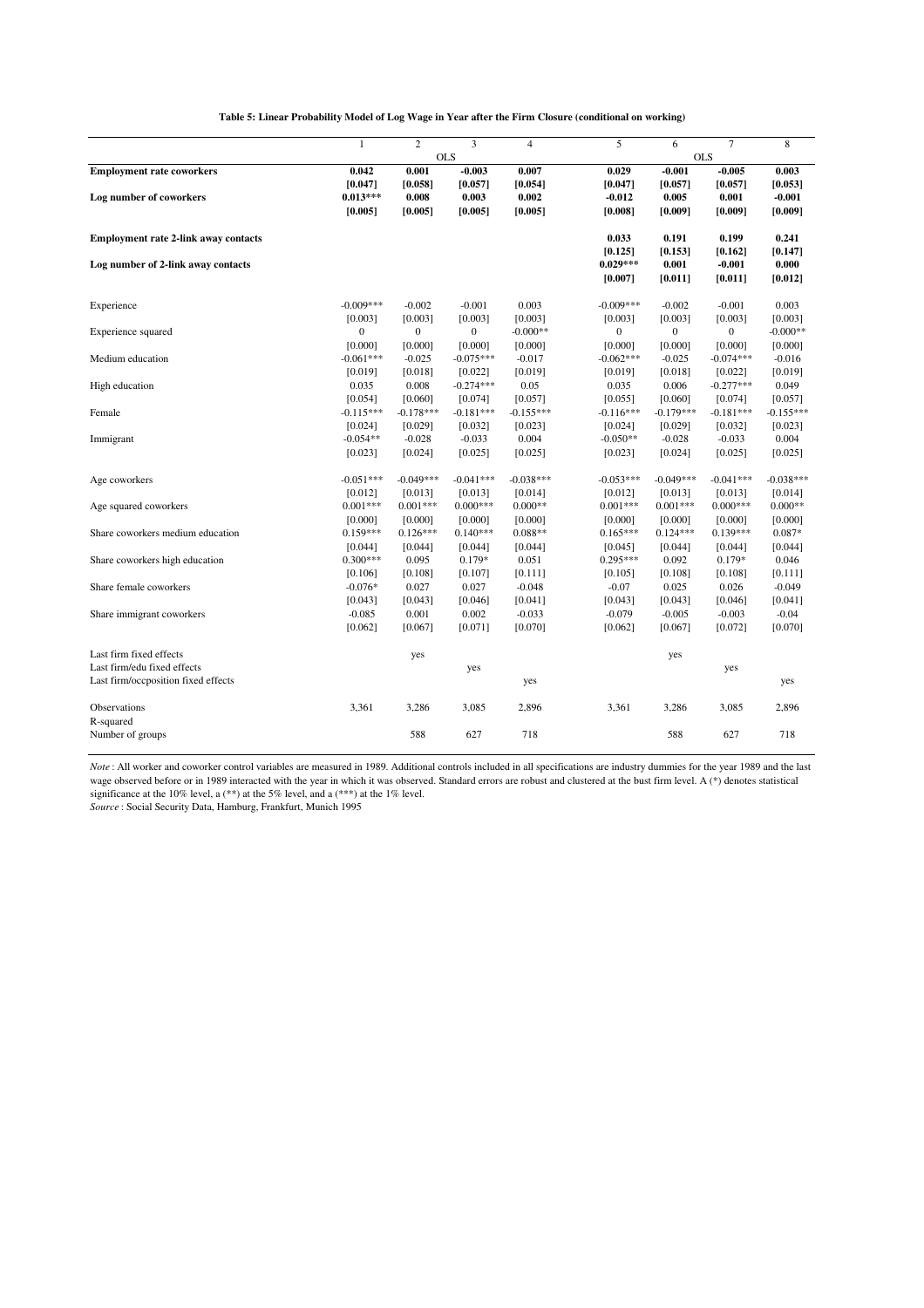**Table 5: Linear Probability Model of Log Wage in Year after the Firm Closure (conditional on working)**

| | 1 | 2 | 3 | 4 | 5 | 6 | 7 | 8 |
|---|---|---|---|---|---|---|---|---|
| | OLS | | | | OLS | | | |
| **Employment rate coworkers** | **0.042** | **0.001** | **-0.003** | **0.007** | **0.029** | **-0.001** | **-0.005** | **0.003** |
| | **[0.047]** | **[0.058]** | **[0.057]** | **[0.054]** | **[0.047]** | **[0.057]** | **[0.057]** | **[0.053]** |
| **Log number of coworkers** | **0.013\*\*\*** | **0.008** | **0.003** | **0.002** | **-0.012** | **0.005** | **0.001** | **-0.001** |
| | **[0.005]** | **[0.005]** | **[0.005]** | **[0.005]** | **[0.008]** | **[0.009]** | **[0.009]** | **[0.009]** |
| **Employment rate 2-link away contacts** | | | | | **0.033** | **0.191** | **0.199** | **0.241** |
| | | | | | **[0.125]** | **[0.153]** | **[0.162]** | **[0.147]** |
| **Log number of 2-link away contacts** | | | | | **0.029\*\*\*** | **0.001** | **-0.001** | **0.000** |
| | | | | | **[0.007]** | **[0.011]** | **[0.011]** | **[0.012]** |
| Experience | -0.009*** | -0.002 | -0.001 | 0.003 | -0.009*** | -0.002 | -0.001 | 0.003 |
| | [0.003] | [0.003] | [0.003] | [0.003] | [0.003] | [0.003] | [0.003] | [0.003] |
| Experience squared | 0 | 0 | 0 | -0.000** | 0 | 0 | 0 | -0.000** |
| | [0.000] | [0.000] | [0.000] | [0.000] | [0.000] | [0.000] | [0.000] | [0.000] |
| Medium education | -0.061*** | -0.025 | -0.075*** | -0.017 | -0.062*** | -0.025 | -0.074*** | -0.016 |
| | [0.019] | [0.018] | [0.022] | [0.019] | [0.019] | [0.018] | [0.022] | [0.019] |
| High education | 0.035 | 0.008 | -0.274*** | 0.05 | 0.035 | 0.006 | -0.277*** | 0.049 |
| | [0.054] | [0.060] | [0.074] | [0.057] | [0.055] | [0.060] | [0.074] | [0.057] |
| Female | -0.115*** | -0.178*** | -0.181*** | -0.155*** | -0.116*** | -0.179*** | -0.181*** | -0.155*** |
| | [0.024] | [0.029] | [0.032] | [0.023] | [0.024] | [0.029] | [0.032] | [0.023] |
| Immigrant | -0.054** | -0.028 | -0.033 | 0.004 | -0.050** | -0.028 | -0.033 | 0.004 |
| | [0.023] | [0.024] | [0.025] | [0.025] | [0.023] | [0.024] | [0.025] | [0.025] |
| Age coworkers | -0.051*** | -0.049*** | -0.041*** | -0.038*** | -0.053*** | -0.049*** | -0.041*** | -0.038*** |
| | [0.012] | [0.013] | [0.013] | [0.014] | [0.012] | [0.013] | [0.013] | [0.014] |
| Age squared coworkers | 0.001*** | 0.001*** | 0.000*** | 0.000** | 0.001*** | 0.001*** | 0.000*** | 0.000** |
| | [0.000] | [0.000] | [0.000] | [0.000] | [0.000] | [0.000] | [0.000] | [0.000] |
| Share coworkers medium education | 0.159*** | 0.126*** | 0.140*** | 0.088** | 0.165*** | 0.124*** | 0.139*** | 0.087* |
| | [0.044] | [0.044] | [0.044] | [0.044] | [0.045] | [0.044] | [0.044] | [0.044] |
| Share coworkers high education | 0.300*** | 0.095 | 0.179* | 0.051 | 0.295*** | 0.092 | 0.179* | 0.046 |
| | [0.106] | [0.108] | [0.107] | [0.111] | [0.105] | [0.108] | [0.108] | [0.111] |
| Share female coworkers | -0.076* | 0.027 | 0.027 | -0.048 | -0.07 | 0.025 | 0.026 | -0.049 |
| | [0.043] | [0.043] | [0.046] | [0.041] | [0.043] | [0.043] | [0.046] | [0.041] |
| Share immigrant coworkers | -0.085 | 0.001 | 0.002 | -0.033 | -0.079 | -0.005 | -0.003 | -0.04 |
| | [0.062] | [0.067] | [0.071] | [0.070] | [0.062] | [0.067] | [0.072] | [0.070] |
| Last firm fixed effects | | yes | | | | yes | | |
| Last firm/edu fixed effects | | | yes | | | | yes | |
| Last firm/occposition fixed effects | | | | yes | | | | yes |
| Observations | 3,361 | 3,286 | 3,085 | 2,896 | 3,361 | 3,286 | 3,085 | 2,896 |
| R-squared | | | | | | | | |
| Number of groups | | 588 | 627 | 718 | | 588 | 627 | 718 |

*Note* : All worker and coworker control variables are measured in 1989. Additional controls included in all specifications are industry dummies for the year 1989 and the last wage observed before or in 1989 interacted with the year in which it was observed. Standard errors are robust and clustered at the bust firm level. A (*) denotes statistical significance at the 10% level, a (**) at the 5% level, and a (***) at the 1% level.

*Source* : Social Security Data, Hamburg, Frankfurt, Munich 1995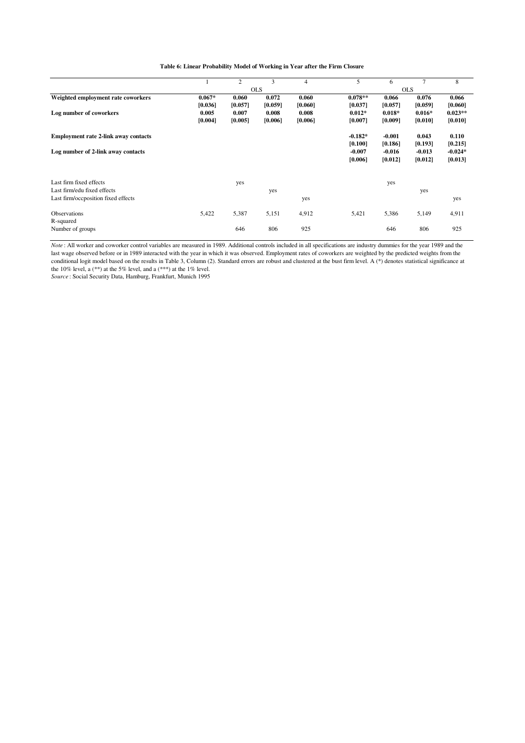**Table 6: Linear Probability Model of Working in Year after the Firm Closure**

| | 1 | 2 | 3 | 4 | 5 | 6 | 7 | 8 |
|---|---|---|---|---|---|---|---|---|
| | | OLS | | | | OLS | | |
| **Weighted employment rate coworkers** | **0.067*** | **0.060** | **0.072** | **0.060** | **0.078**** | **0.066** | **0.076** | **0.066** |
| | **[0.036]** | **[0.057]** | **[0.059]** | **[0.060]** | **[0.037]** | **[0.057]** | **[0.059]** | **[0.060]** |
| **Log number of coworkers** | **0.005** | **0.007** | **0.008** | **0.008** | **0.012*** | **0.018*** | **0.016*** | **0.023**** |
| | **[0.004]** | **[0.005]** | **[0.006]** | **[0.006]** | **[0.007]** | **[0.009]** | **[0.010]** | **[0.010]** |
| **Employment rate 2-link away contacts** | | | | | **-0.182*** | **-0.001** | **0.043** | **0.110** |
| | | | | | **[0.100]** | **[0.186]** | **[0.193]** | **[0.215]** |
| **Log number of 2-link away contacts** | | | | | **-0.007** | **-0.016** | **-0.013** | **-0.024*** |
| | | | | | **[0.006]** | **[0.012]** | **[0.012]** | **[0.013]** |
| Last firm fixed effects | | yes | | | | yes | | |
| Last firm/edu fixed effects | | | yes | | | | yes | |
| Last firm/occposition fixed effects | | | | yes | | | | yes |
| Observations | 5,422 | 5,387 | 5,151 | 4,912 | 5,421 | 5,386 | 5,149 | 4,911 |
| R-squared | | | | | | | | |
| Number of groups | | 646 | 806 | 925 | | 646 | 806 | 925 |

*Note* : All worker and coworker control variables are measured in 1989. Additional controls included in all specifications are industry dummies for the year 1989 and the last wage observed before or in 1989 interacted with the year in which it was observed. Employment rates of coworkers are weighted by the predicted weights from the conditional logit model based on the results in Table 3, Column (2). Standard errors are robust and clustered at the bust firm level. A (*) denotes statistical significance at the 10% level, a (**) at the 5% level, and a (***) at the 1% level.

*Source* : Social Security Data, Hamburg, Frankfurt, Munich 1995